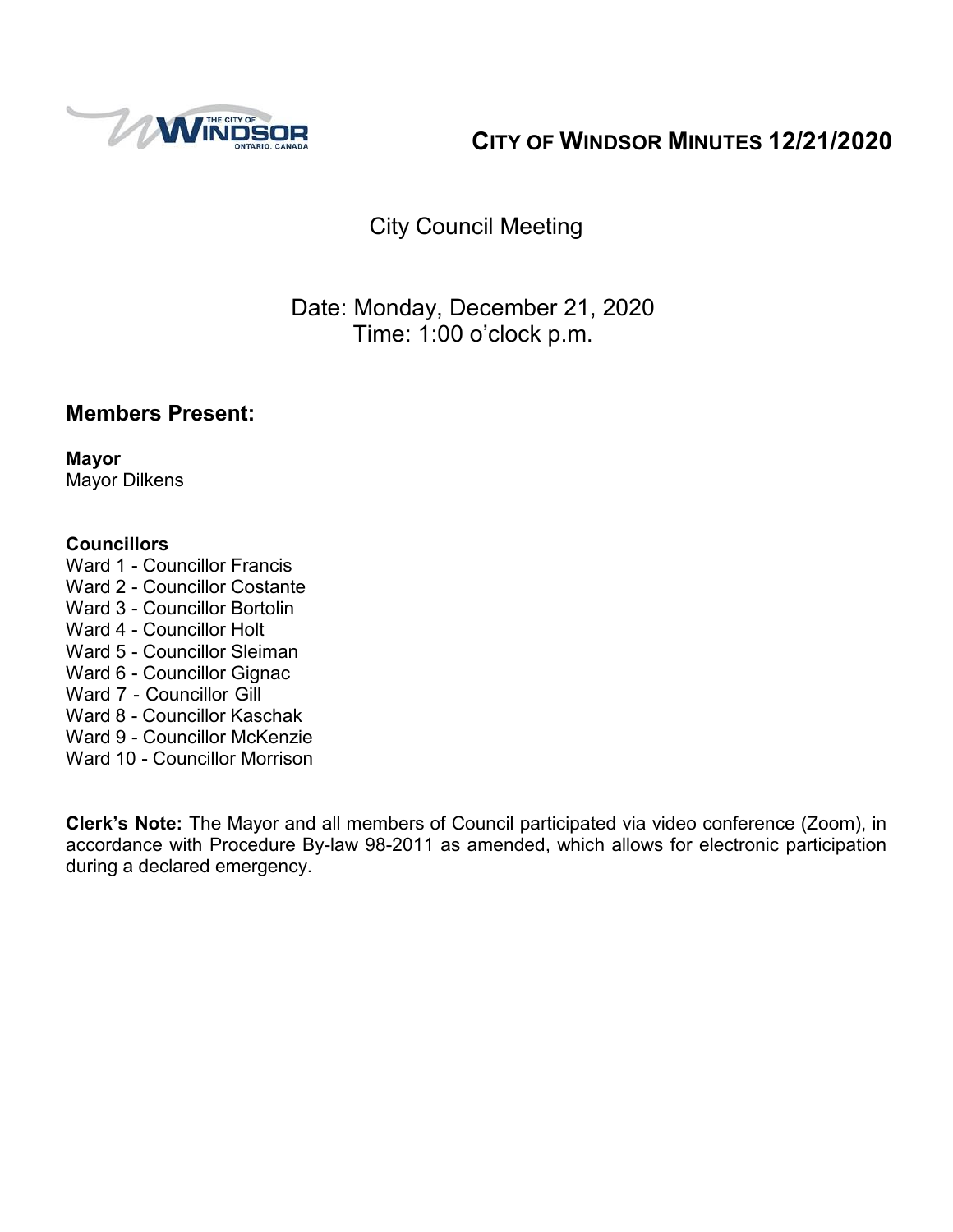# CITY OF WINDSOR MINUTES 12/21/2020

## City Council Meeting

Date: Monday, December 21, 2020
Time: 1:00 o'clock p.m.

## Members Present:

**Mayor**
Mayor Dilkens

**Councillors**
Ward 1 - Councillor Francis
Ward 2 - Councillor Costante
Ward 3 - Councillor Bortolin
Ward 4 - Councillor Holt
Ward 5 - Councillor Sleiman
Ward 6 - Councillor Gignac
Ward 7 - Councillor Gill
Ward 8 - Councillor Kaschak
Ward 9 - Councillor McKenzie
Ward 10 - Councillor Morrison

**Clerk's Note:** The Mayor and all members of Council participated via video conference (Zoom), in accordance with Procedure By-law 98-2011 as amended, which allows for electronic participation during a declared emergency.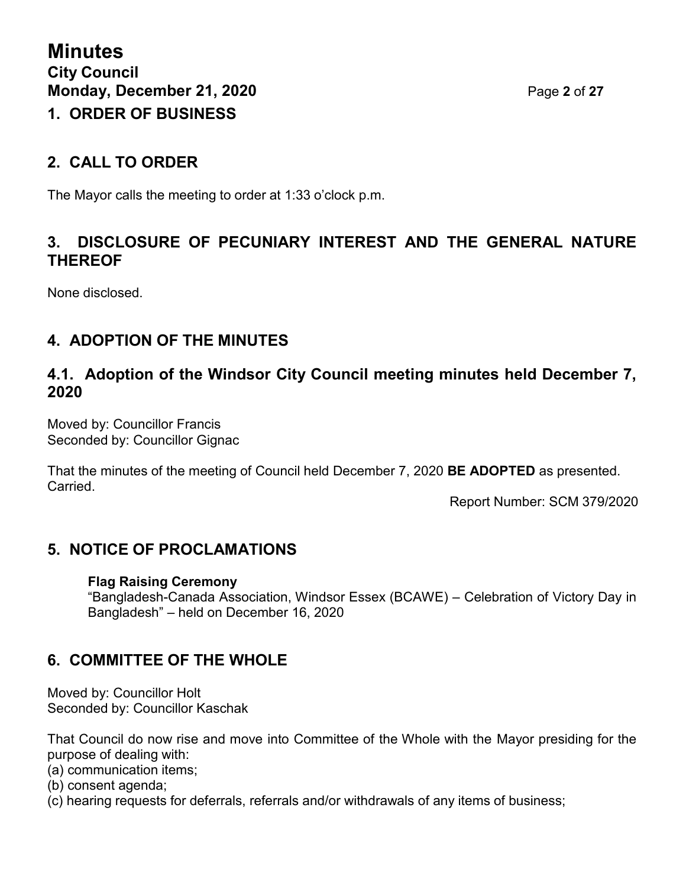# 1. ORDER OF BUSINESS

# 2. CALL TO ORDER

The Mayor calls the meeting to order at 1:33 o'clock p.m.

# 3. DISCLOSURE OF PECUNIARY INTEREST AND THE GENERAL NATURE THEREOF

None disclosed.

# 4. ADOPTION OF THE MINUTES

## 4.1. Adoption of the Windsor City Council meeting minutes held December 7, 2020

Moved by: Councillor Francis
Seconded by: Councillor Gignac

That the minutes of the meeting of Council held December 7, 2020 **BE ADOPTED** as presented.
Carried.

Report Number: SCM 379/2020

# 5. NOTICE OF PROCLAMATIONS

**Flag Raising Ceremony**
"Bangladesh-Canada Association, Windsor Essex (BCAWE) – Celebration of Victory Day in Bangladesh" – held on December 16, 2020

# 6. COMMITTEE OF THE WHOLE

Moved by: Councillor Holt
Seconded by: Councillor Kaschak

That Council do now rise and move into Committee of the Whole with the Mayor presiding for the purpose of dealing with:
(a) communication items;
(b) consent agenda;
(c) hearing requests for deferrals, referrals and/or withdrawals of any items of business;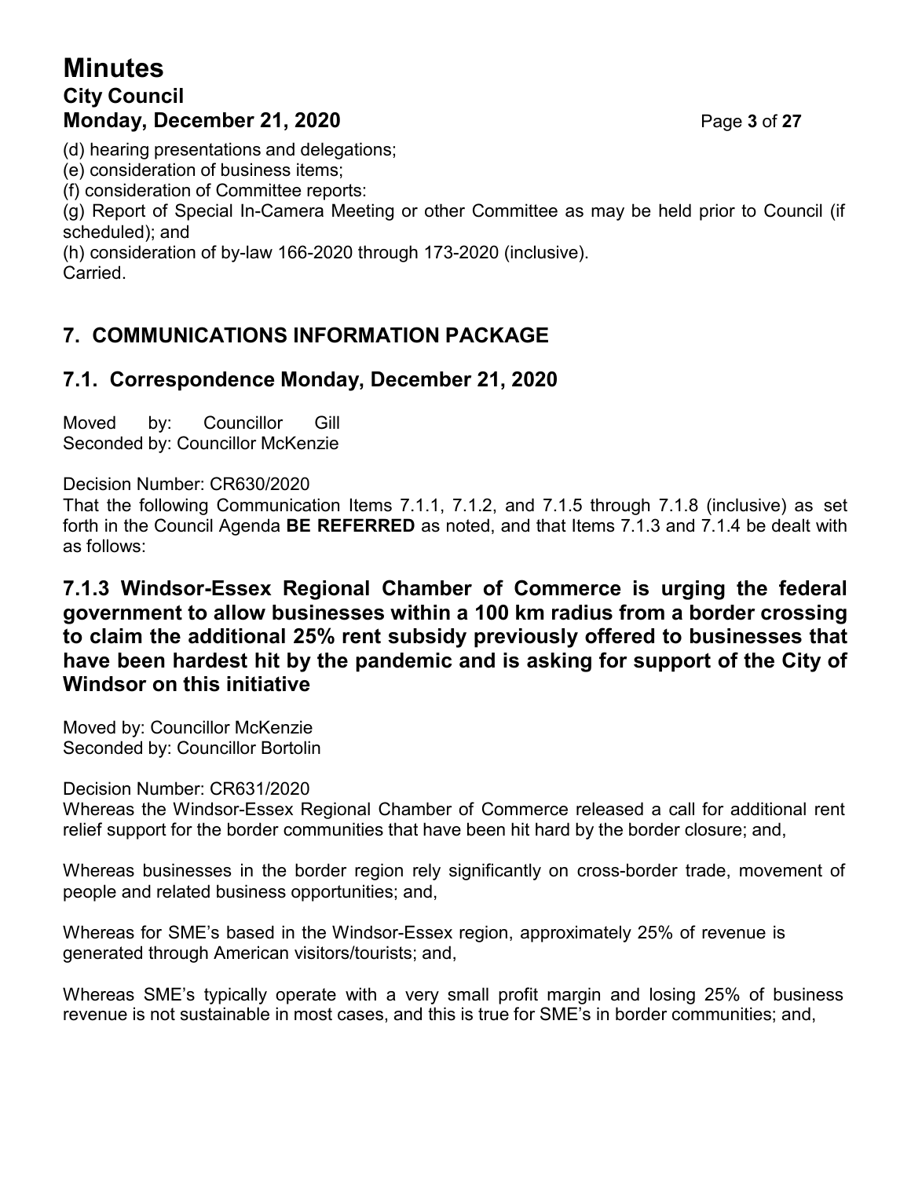(d) hearing presentations and delegations;
(e) consideration of business items;
(f) consideration of Committee reports:
(g) Report of Special In-Camera Meeting or other Committee as may be held prior to Council (if scheduled); and
(h) consideration of by-law 166-2020 through 173-2020 (inclusive).
Carried.

## 7. COMMUNICATIONS INFORMATION PACKAGE

### 7.1. Correspondence Monday, December 21, 2020

Moved by: Councillor Gill
Seconded by: Councillor McKenzie

Decision Number: CR630/2020
That the following Communication Items 7.1.1, 7.1.2, and 7.1.5 through 7.1.8 (inclusive) as set forth in the Council Agenda **BE REFERRED** as noted, and that Items 7.1.3 and 7.1.4 be dealt with as follows:

#### 7.1.3 Windsor-Essex Regional Chamber of Commerce is urging the federal government to allow businesses within a 100 km radius from a border crossing to claim the additional 25% rent subsidy previously offered to businesses that have been hardest hit by the pandemic and is asking for support of the City of Windsor on this initiative

Moved by: Councillor McKenzie
Seconded by: Councillor Bortolin

Decision Number: CR631/2020
Whereas the Windsor-Essex Regional Chamber of Commerce released a call for additional rent relief support for the border communities that have been hit hard by the border closure; and,

Whereas businesses in the border region rely significantly on cross-border trade, movement of people and related business opportunities; and,

Whereas for SME's based in the Windsor-Essex region, approximately 25% of revenue is generated through American visitors/tourists; and,

Whereas SME's typically operate with a very small profit margin and losing 25% of business revenue is not sustainable in most cases, and this is true for SME's in border communities; and,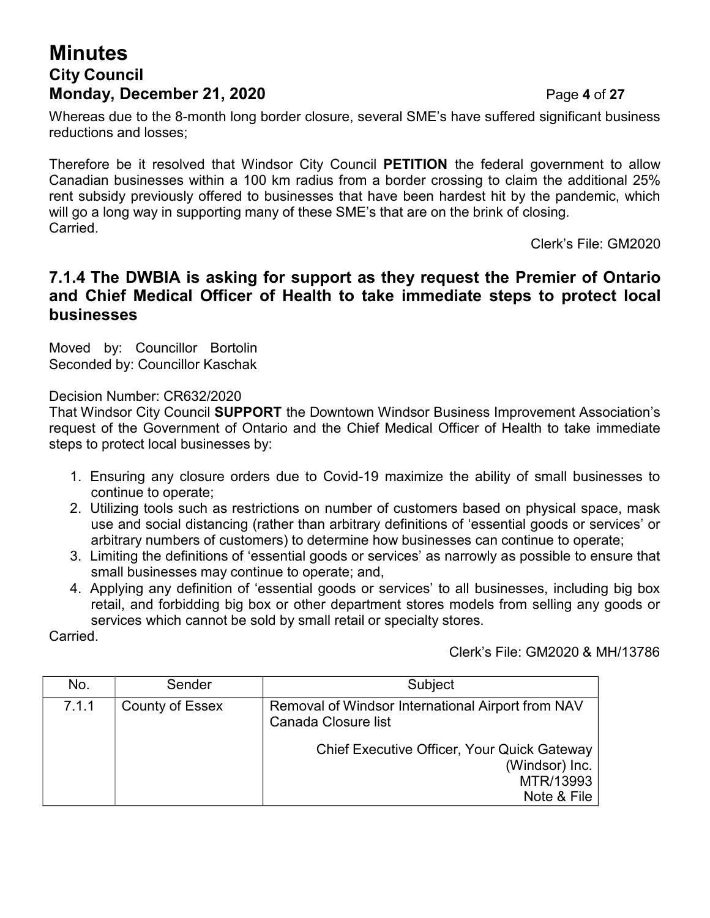Whereas due to the 8-month long border closure, several SME's have suffered significant business reductions and losses;

Therefore be it resolved that Windsor City Council **PETITION** the federal government to allow Canadian businesses within a 100 km radius from a border crossing to claim the additional 25% rent subsidy previously offered to businesses that have been hardest hit by the pandemic, which will go a long way in supporting many of these SME's that are on the brink of closing.
Carried.

Clerk's File: GM2020

### 7.1.4 The DWBIA is asking for support as they request the Premier of Ontario and Chief Medical Officer of Health to take immediate steps to protect local businesses

Moved by: Councillor Bortolin
Seconded by: Councillor Kaschak

Decision Number: CR632/2020
That Windsor City Council **SUPPORT** the Downtown Windsor Business Improvement Association's request of the Government of Ontario and the Chief Medical Officer of Health to take immediate steps to protect local businesses by:

1. Ensuring any closure orders due to Covid-19 maximize the ability of small businesses to continue to operate;
2. Utilizing tools such as restrictions on number of customers based on physical space, mask use and social distancing (rather than arbitrary definitions of 'essential goods or services' or arbitrary numbers of customers) to determine how businesses can continue to operate;
3. Limiting the definitions of 'essential goods or services' as narrowly as possible to ensure that small businesses may continue to operate; and,
4. Applying any definition of 'essential goods or services' to all businesses, including big box retail, and forbidding big box or other department stores models from selling any goods or services which cannot be sold by small retail or specialty stores.

Carried.

Clerk's File: GM2020 & MH/13786

| No. | Sender | Subject |
|---|---|---|
| 7.1.1 | County of Essex | Removal of Windsor International Airport from NAV Canada Closure list<br><br>Chief Executive Officer, Your Quick Gateway (Windsor) Inc.<br>MTR/13993<br>Note & File |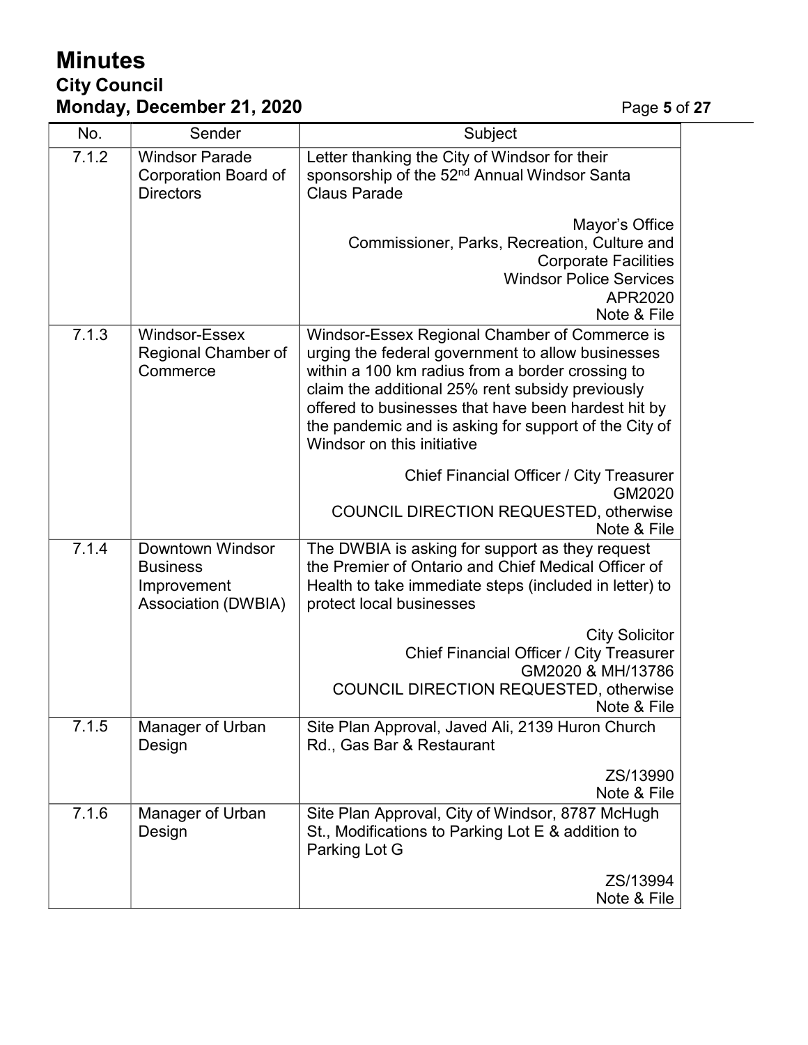| No. | Sender | Subject |
|---|---|---|
| 7.1.2 | Windsor Parade Corporation Board of Directors | Letter thanking the City of Windsor for their sponsorship of the 52nd Annual Windsor Santa Claus Parade<br><br>Mayor's Office<br>Commissioner, Parks, Recreation, Culture and Corporate Facilities<br>Windsor Police Services<br>APR2020<br>Note & File |
| 7.1.3 | Windsor-Essex Regional Chamber of Commerce | Windsor-Essex Regional Chamber of Commerce is urging the federal government to allow businesses within a 100 km radius from a border crossing to claim the additional 25% rent subsidy previously offered to businesses that have been hardest hit by the pandemic and is asking for support of the City of Windsor on this initiative<br><br>Chief Financial Officer / City Treasurer<br>GM2020<br>COUNCIL DIRECTION REQUESTED, otherwise Note & File |
| 7.1.4 | Downtown Windsor Business Improvement Association (DWBIA) | The DWBIA is asking for support as they request the Premier of Ontario and Chief Medical Officer of Health to take immediate steps (included in letter) to protect local businesses<br><br>City Solicitor<br>Chief Financial Officer / City Treasurer<br>GM2020 & MH/13786<br>COUNCIL DIRECTION REQUESTED, otherwise Note & File |
| 7.1.5 | Manager of Urban Design | Site Plan Approval, Javed Ali, 2139 Huron Church Rd., Gas Bar & Restaurant<br><br>ZS/13990<br>Note & File |
| 7.1.6 | Manager of Urban Design | Site Plan Approval, City of Windsor, 8787 McHugh St., Modifications to Parking Lot E & addition to Parking Lot G<br><br>ZS/13994<br>Note & File |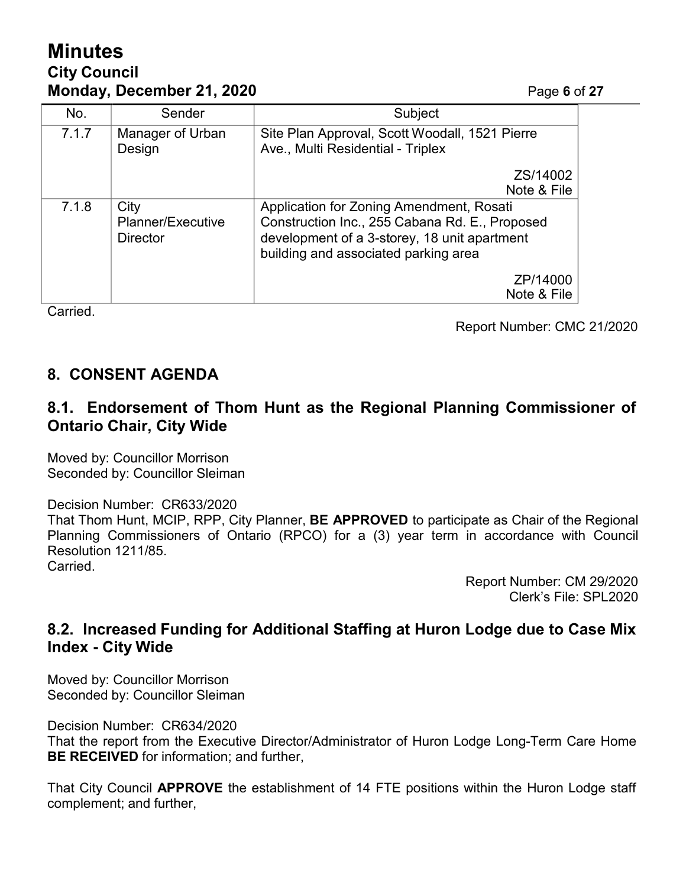| No. | Sender | Subject |
|---|---|---|
| 7.1.7 | Manager of Urban Design | Site Plan Approval, Scott Woodall, 1521 Pierre Ave., Multi Residential - Triplex<br><br>ZS/14002<br>Note & File |
| 7.1.8 | City Planner/Executive Director | Application for Zoning Amendment, Rosati Construction Inc., 255 Cabana Rd. E., Proposed development of a 3-storey, 18 unit apartment building and associated parking area<br><br>ZP/14000<br>Note & File |

Carried.

Report Number: CMC 21/2020

## 8. CONSENT AGENDA

### 8.1. Endorsement of Thom Hunt as the Regional Planning Commissioner of Ontario Chair, City Wide

Moved by: Councillor Morrison
Seconded by: Councillor Sleiman

Decision Number: CR633/2020
That Thom Hunt, MCIP, RPP, City Planner, **BE APPROVED** to participate as Chair of the Regional Planning Commissioners of Ontario (RPCO) for a (3) year term in accordance with Council Resolution 1211/85.
Carried.

Report Number: CM 29/2020
Clerk's File: SPL2020

### 8.2. Increased Funding for Additional Staffing at Huron Lodge due to Case Mix Index - City Wide

Moved by: Councillor Morrison
Seconded by: Councillor Sleiman

Decision Number: CR634/2020
That the report from the Executive Director/Administrator of Huron Lodge Long-Term Care Home **BE RECEIVED** for information; and further,

That City Council **APPROVE** the establishment of 14 FTE positions within the Huron Lodge staff complement; and further,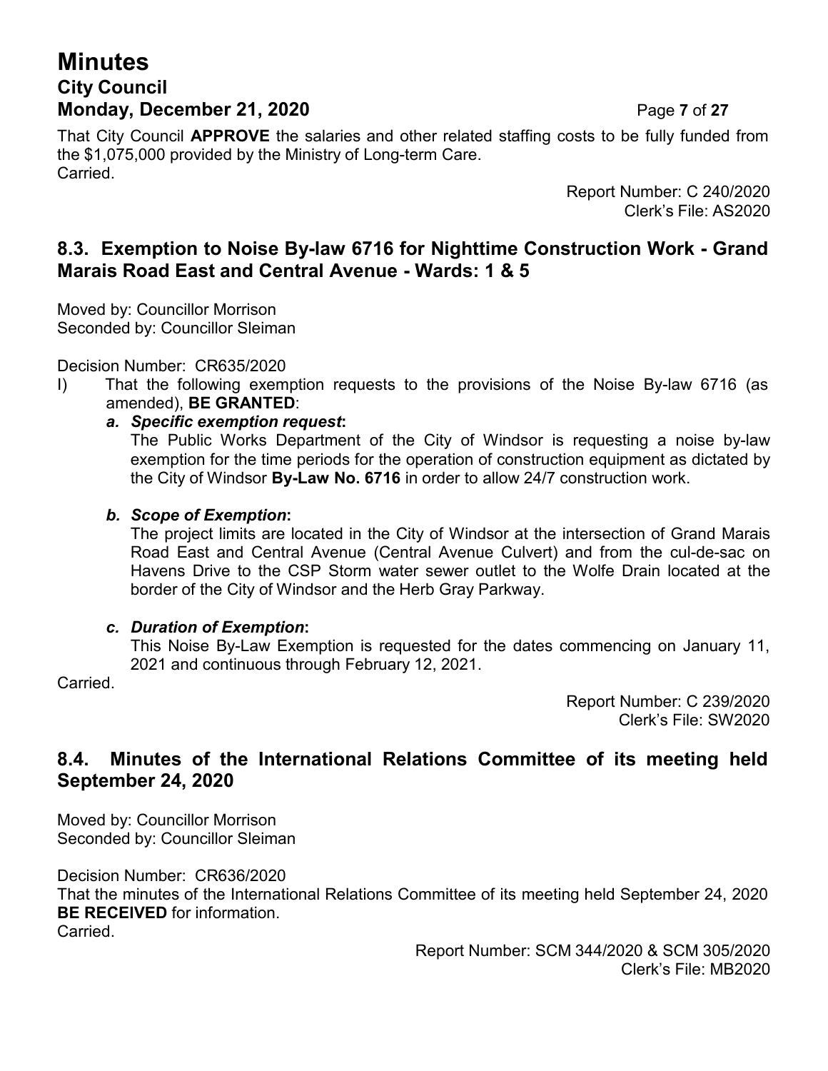That City Council **APPROVE** the salaries and other related staffing costs to be fully funded from the $1,075,000 provided by the Ministry of Long-term Care.
Carried.

Report Number: C 240/2020
Clerk's File: AS2020

## 8.3. Exemption to Noise By-law 6716 for Nighttime Construction Work - Grand Marais Road East and Central Avenue - Wards: 1 & 5

Moved by: Councillor Morrison
Seconded by: Councillor Sleiman

Decision Number: CR635/2020

I) That the following exemption requests to the provisions of the Noise By-law 6716 (as amended), **BE GRANTED**:

*a. **Specific exemption request**:*
The Public Works Department of the City of Windsor is requesting a noise by-law exemption for the time periods for the operation of construction equipment as dictated by the City of Windsor **By-Law No. 6716** in order to allow 24/7 construction work.

*b. **Scope of Exemption**:*
The project limits are located in the City of Windsor at the intersection of Grand Marais Road East and Central Avenue (Central Avenue Culvert) and from the cul-de-sac on Havens Drive to the CSP Storm water sewer outlet to the Wolfe Drain located at the border of the City of Windsor and the Herb Gray Parkway.

*c. **Duration of Exemption**:*
This Noise By-Law Exemption is requested for the dates commencing on January 11, 2021 and continuous through February 12, 2021.

Carried.

Report Number: C 239/2020
Clerk's File: SW2020

## 8.4. Minutes of the International Relations Committee of its meeting held September 24, 2020

Moved by: Councillor Morrison
Seconded by: Councillor Sleiman

Decision Number: CR636/2020
That the minutes of the International Relations Committee of its meeting held September 24, 2020 **BE RECEIVED** for information.
Carried.

Report Number: SCM 344/2020 & SCM 305/2020
Clerk's File: MB2020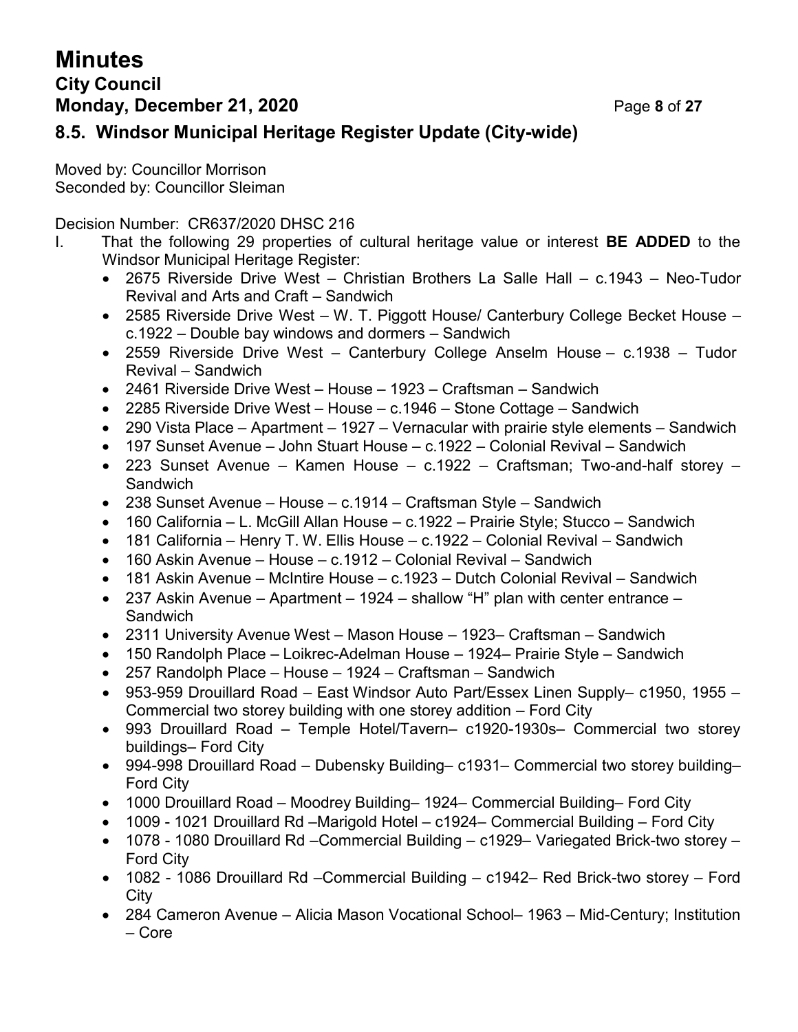## 8.5. Windsor Municipal Heritage Register Update (City-wide)

Moved by: Councillor Morrison
Seconded by: Councillor Sleiman

Decision Number: CR637/2020 DHSC 216

I. That the following 29 properties of cultural heritage value or interest **BE ADDED** to the Windsor Municipal Heritage Register:
   - 2675 Riverside Drive West – Christian Brothers La Salle Hall – c.1943 – Neo-Tudor Revival and Arts and Craft – Sandwich
   - 2585 Riverside Drive West – W. T. Piggott House/ Canterbury College Becket House – c.1922 – Double bay windows and dormers – Sandwich
   - 2559 Riverside Drive West – Canterbury College Anselm House – c.1938 – Tudor Revival – Sandwich
   - 2461 Riverside Drive West – House – 1923 – Craftsman – Sandwich
   - 2285 Riverside Drive West – House – c.1946 – Stone Cottage – Sandwich
   - 290 Vista Place – Apartment – 1927 – Vernacular with prairie style elements – Sandwich
   - 197 Sunset Avenue – John Stuart House – c.1922 – Colonial Revival – Sandwich
   - 223 Sunset Avenue – Kamen House – c.1922 – Craftsman; Two-and-half storey – Sandwich
   - 238 Sunset Avenue – House – c.1914 – Craftsman Style – Sandwich
   - 160 California – L. McGill Allan House – c.1922 – Prairie Style; Stucco – Sandwich
   - 181 California – Henry T. W. Ellis House – c.1922 – Colonial Revival – Sandwich
   - 160 Askin Avenue – House – c.1912 – Colonial Revival – Sandwich
   - 181 Askin Avenue – McIntire House – c.1923 – Dutch Colonial Revival – Sandwich
   - 237 Askin Avenue – Apartment – 1924 – shallow "H" plan with center entrance – Sandwich
   - 2311 University Avenue West – Mason House – 1923– Craftsman – Sandwich
   - 150 Randolph Place – Loikrec-Adelman House – 1924– Prairie Style – Sandwich
   - 257 Randolph Place – House – 1924 – Craftsman – Sandwich
   - 953-959 Drouillard Road – East Windsor Auto Part/Essex Linen Supply– c1950, 1955 – Commercial two storey building with one storey addition – Ford City
   - 993 Drouillard Road – Temple Hotel/Tavern– c1920-1930s– Commercial two storey buildings– Ford City
   - 994-998 Drouillard Road – Dubensky Building– c1931– Commercial two storey building– Ford City
   - 1000 Drouillard Road – Moodrey Building– 1924– Commercial Building– Ford City
   - 1009 - 1021 Drouillard Rd –Marigold Hotel – c1924– Commercial Building – Ford City
   - 1078 - 1080 Drouillard Rd –Commercial Building – c1929– Variegated Brick-two storey – Ford City
   - 1082 - 1086 Drouillard Rd –Commercial Building – c1942– Red Brick-two storey – Ford City
   - 284 Cameron Avenue – Alicia Mason Vocational School– 1963 – Mid-Century; Institution – Core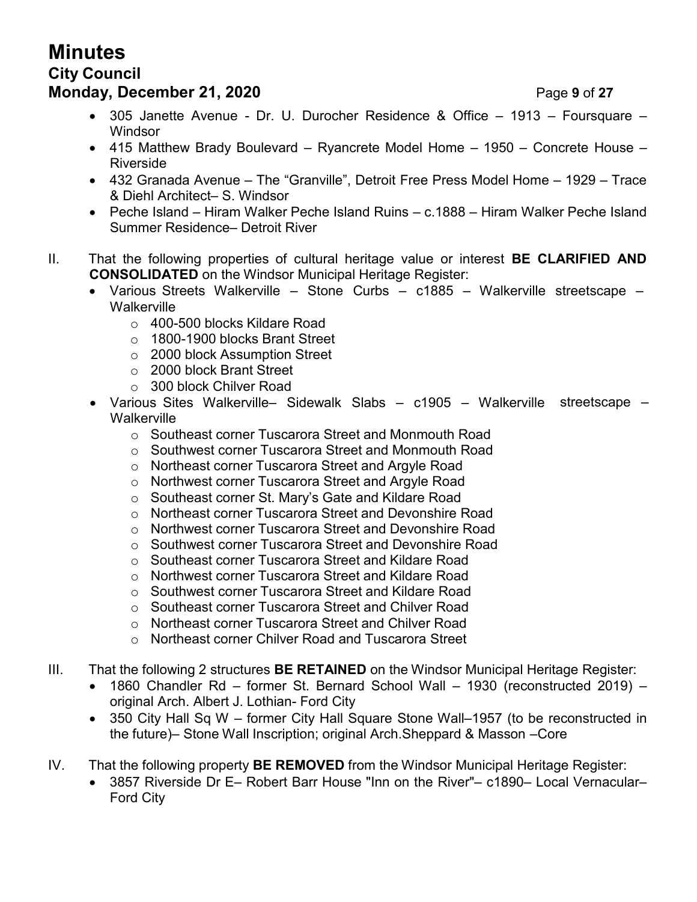- 305 Janette Avenue - Dr. U. Durocher Residence & Office – 1913 – Foursquare – Windsor
- 415 Matthew Brady Boulevard – Ryancrete Model Home – 1950 – Concrete House – Riverside
- 432 Granada Avenue – The "Granville", Detroit Free Press Model Home – 1929 – Trace & Diehl Architect– S. Windsor
- Peche Island – Hiram Walker Peche Island Ruins – c.1888 – Hiram Walker Peche Island Summer Residence– Detroit River

II. That the following properties of cultural heritage value or interest **BE CLARIFIED AND CONSOLIDATED** on the Windsor Municipal Heritage Register:

- Various Streets Walkerville – Stone Curbs – c1885 – Walkerville streetscape – Walkerville
  - 400-500 blocks Kildare Road
  - 1800-1900 blocks Brant Street
  - 2000 block Assumption Street
  - 2000 block Brant Street
  - 300 block Chilver Road
- Various Sites Walkerville– Sidewalk Slabs – c1905 – Walkerville streetscape – Walkerville
  - Southeast corner Tuscarora Street and Monmouth Road
  - Southwest corner Tuscarora Street and Monmouth Road
  - Northeast corner Tuscarora Street and Argyle Road
  - Northwest corner Tuscarora Street and Argyle Road
  - Southeast corner St. Mary's Gate and Kildare Road
  - Northeast corner Tuscarora Street and Devonshire Road
  - Northwest corner Tuscarora Street and Devonshire Road
  - Southwest corner Tuscarora Street and Devonshire Road
  - Southeast corner Tuscarora Street and Kildare Road
  - Northwest corner Tuscarora Street and Kildare Road
  - Southwest corner Tuscarora Street and Kildare Road
  - Southeast corner Tuscarora Street and Chilver Road
  - Northeast corner Tuscarora Street and Chilver Road
  - Northeast corner Chilver Road and Tuscarora Street

III. That the following 2 structures **BE RETAINED** on the Windsor Municipal Heritage Register:

- 1860 Chandler Rd – former St. Bernard School Wall – 1930 (reconstructed 2019) – original Arch. Albert J. Lothian- Ford City
- 350 City Hall Sq W – former City Hall Square Stone Wall–1957 (to be reconstructed in the future)– Stone Wall Inscription; original Arch.Sheppard & Masson –Core

IV. That the following property **BE REMOVED** from the Windsor Municipal Heritage Register:

- 3857 Riverside Dr E– Robert Barr House "Inn on the River"– c1890– Local Vernacular– Ford City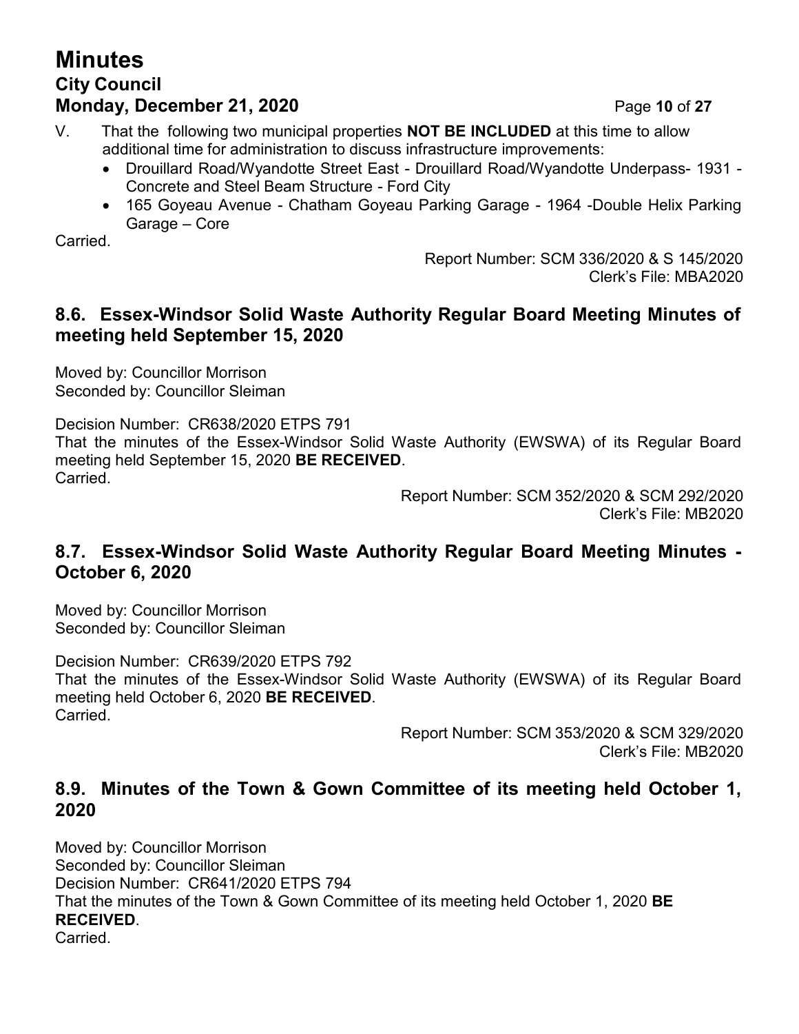V. That the following two municipal properties **NOT BE INCLUDED** at this time to allow additional time for administration to discuss infrastructure improvements:
   - Drouillard Road/Wyandotte Street East - Drouillard Road/Wyandotte Underpass- 1931 - Concrete and Steel Beam Structure - Ford City
   - 165 Goyeau Avenue - Chatham Goyeau Parking Garage - 1964 -Double Helix Parking Garage – Core

Carried.

Report Number: SCM 336/2020 & S 145/2020
Clerk's File: MBA2020

## 8.6. Essex-Windsor Solid Waste Authority Regular Board Meeting Minutes of meeting held September 15, 2020

Moved by: Councillor Morrison
Seconded by: Councillor Sleiman

Decision Number: CR638/2020 ETPS 791
That the minutes of the Essex-Windsor Solid Waste Authority (EWSWA) of its Regular Board meeting held September 15, 2020 **BE RECEIVED**.
Carried.

Report Number: SCM 352/2020 & SCM 292/2020
Clerk's File: MB2020

## 8.7. Essex-Windsor Solid Waste Authority Regular Board Meeting Minutes - October 6, 2020

Moved by: Councillor Morrison
Seconded by: Councillor Sleiman

Decision Number: CR639/2020 ETPS 792
That the minutes of the Essex-Windsor Solid Waste Authority (EWSWA) of its Regular Board meeting held October 6, 2020 **BE RECEIVED**.
Carried.

Report Number: SCM 353/2020 & SCM 329/2020
Clerk's File: MB2020

## 8.9. Minutes of the Town & Gown Committee of its meeting held October 1, 2020

Moved by: Councillor Morrison
Seconded by: Councillor Sleiman
Decision Number: CR641/2020 ETPS 794
That the minutes of the Town & Gown Committee of its meeting held October 1, 2020 **BE RECEIVED**.
Carried.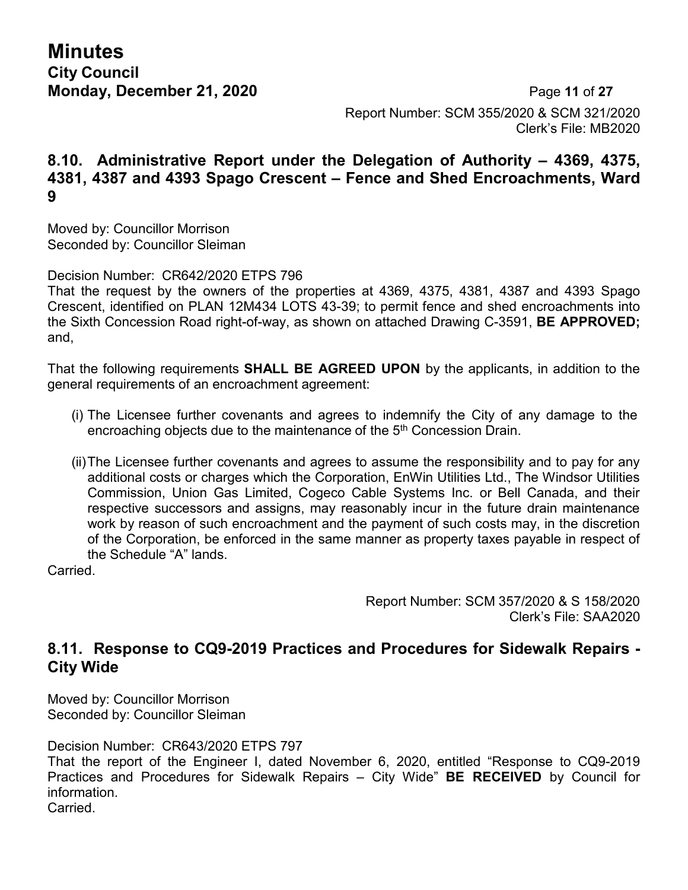Report Number: SCM 355/2020 & SCM 321/2020
Clerk's File: MB2020

## 8.10. Administrative Report under the Delegation of Authority – 4369, 4375, 4381, 4387 and 4393 Spago Crescent – Fence and Shed Encroachments, Ward 9

Moved by: Councillor Morrison
Seconded by: Councillor Sleiman

Decision Number: CR642/2020 ETPS 796
That the request by the owners of the properties at 4369, 4375, 4381, 4387 and 4393 Spago Crescent, identified on PLAN 12M434 LOTS 43-39; to permit fence and shed encroachments into the Sixth Concession Road right-of-way, as shown on attached Drawing C-3591, **BE APPROVED;** and,

That the following requirements **SHALL BE AGREED UPON** by the applicants, in addition to the general requirements of an encroachment agreement:

(i) The Licensee further covenants and agrees to indemnify the City of any damage to the encroaching objects due to the maintenance of the 5th Concession Drain.

(ii) The Licensee further covenants and agrees to assume the responsibility and to pay for any additional costs or charges which the Corporation, EnWin Utilities Ltd., The Windsor Utilities Commission, Union Gas Limited, Cogeco Cable Systems Inc. or Bell Canada, and their respective successors and assigns, may reasonably incur in the future drain maintenance work by reason of such encroachment and the payment of such costs may, in the discretion of the Corporation, be enforced in the same manner as property taxes payable in respect of the Schedule "A" lands.

Carried.

Report Number: SCM 357/2020 & S 158/2020
Clerk's File: SAA2020

## 8.11. Response to CQ9-2019 Practices and Procedures for Sidewalk Repairs - City Wide

Moved by: Councillor Morrison
Seconded by: Councillor Sleiman

Decision Number: CR643/2020 ETPS 797
That the report of the Engineer I, dated November 6, 2020, entitled "Response to CQ9-2019 Practices and Procedures for Sidewalk Repairs – City Wide" **BE RECEIVED** by Council for information.
Carried.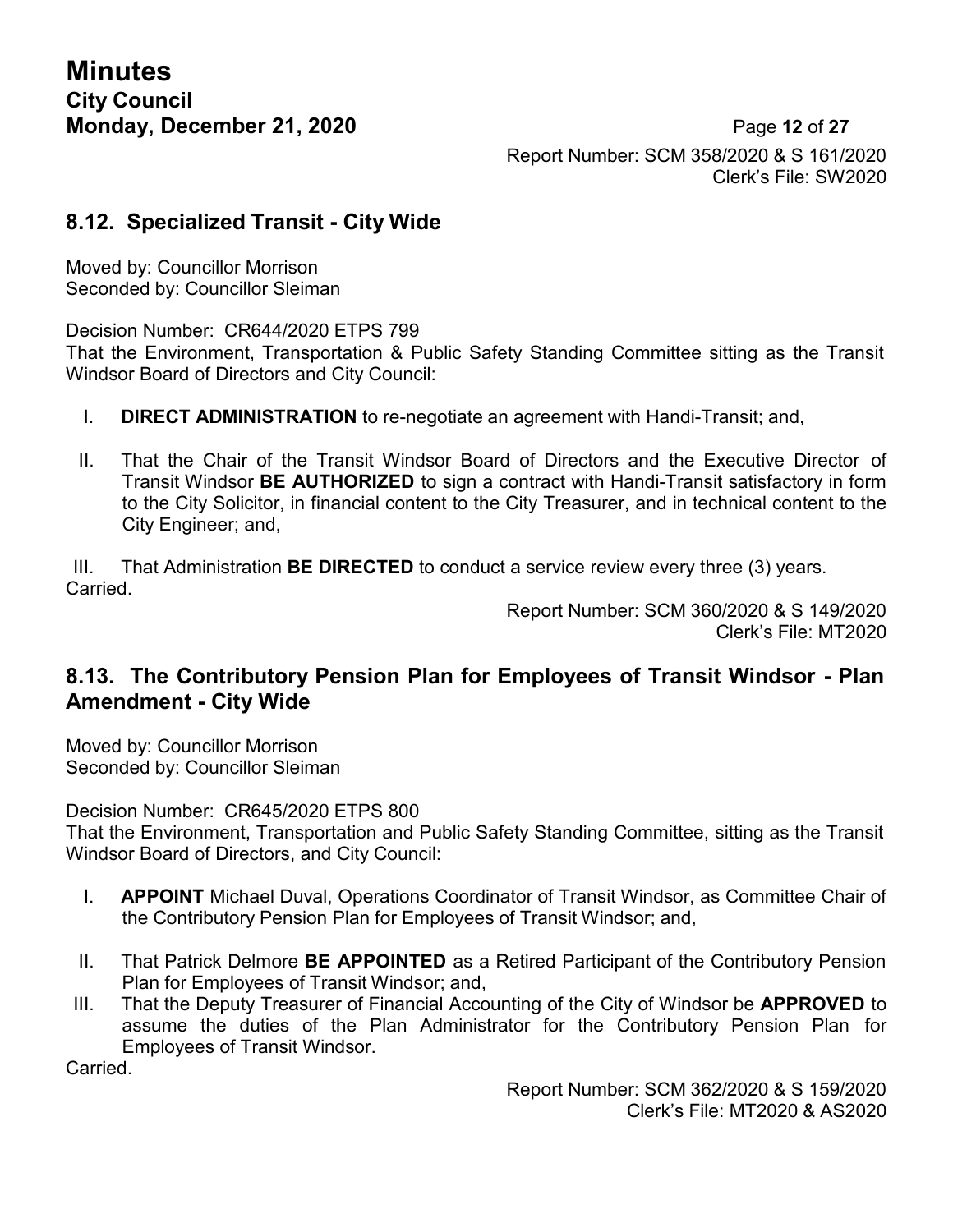Report Number: SCM 358/2020 & S 161/2020
Clerk's File: SW2020

## 8.12. Specialized Transit - City Wide

Moved by: Councillor Morrison
Seconded by: Councillor Sleiman

Decision Number: CR644/2020 ETPS 799
That the Environment, Transportation & Public Safety Standing Committee sitting as the Transit Windsor Board of Directors and City Council:

I. **DIRECT ADMINISTRATION** to re-negotiate an agreement with Handi-Transit; and,

II. That the Chair of the Transit Windsor Board of Directors and the Executive Director of Transit Windsor **BE AUTHORIZED** to sign a contract with Handi-Transit satisfactory in form to the City Solicitor, in financial content to the City Treasurer, and in technical content to the City Engineer; and,

III. That Administration **BE DIRECTED** to conduct a service review every three (3) years.

Carried.

Report Number: SCM 360/2020 & S 149/2020
Clerk's File: MT2020

## 8.13. The Contributory Pension Plan for Employees of Transit Windsor - Plan Amendment - City Wide

Moved by: Councillor Morrison
Seconded by: Councillor Sleiman

Decision Number: CR645/2020 ETPS 800
That the Environment, Transportation and Public Safety Standing Committee, sitting as the Transit Windsor Board of Directors, and City Council:

I. **APPOINT** Michael Duval, Operations Coordinator of Transit Windsor, as Committee Chair of the Contributory Pension Plan for Employees of Transit Windsor; and,

II. That Patrick Delmore **BE APPOINTED** as a Retired Participant of the Contributory Pension Plan for Employees of Transit Windsor; and,

III. That the Deputy Treasurer of Financial Accounting of the City of Windsor be **APPROVED** to assume the duties of the Plan Administrator for the Contributory Pension Plan for Employees of Transit Windsor.

Carried.

Report Number: SCM 362/2020 & S 159/2020
Clerk's File: MT2020 & AS2020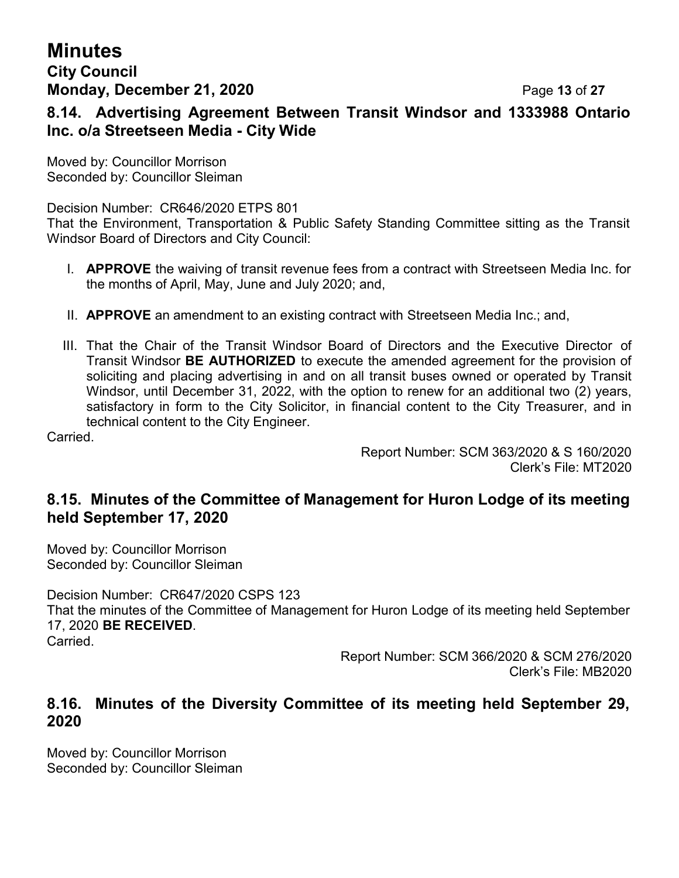## 8.14. Advertising Agreement Between Transit Windsor and 1333988 Ontario Inc. o/a Streetseen Media - City Wide

Moved by: Councillor Morrison
Seconded by: Councillor Sleiman

Decision Number: CR646/2020 ETPS 801
That the Environment, Transportation & Public Safety Standing Committee sitting as the Transit Windsor Board of Directors and City Council:

I. **APPROVE** the waiving of transit revenue fees from a contract with Streetseen Media Inc. for the months of April, May, June and July 2020; and,

II. **APPROVE** an amendment to an existing contract with Streetseen Media Inc.; and,

III. That the Chair of the Transit Windsor Board of Directors and the Executive Director of Transit Windsor **BE AUTHORIZED** to execute the amended agreement for the provision of soliciting and placing advertising in and on all transit buses owned or operated by Transit Windsor, until December 31, 2022, with the option to renew for an additional two (2) years, satisfactory in form to the City Solicitor, in financial content to the City Treasurer, and in technical content to the City Engineer.

Carried.

Report Number: SCM 363/2020 & S 160/2020
Clerk's File: MT2020

## 8.15. Minutes of the Committee of Management for Huron Lodge of its meeting held September 17, 2020

Moved by: Councillor Morrison
Seconded by: Councillor Sleiman

Decision Number: CR647/2020 CSPS 123
That the minutes of the Committee of Management for Huron Lodge of its meeting held September 17, 2020 **BE RECEIVED**.
Carried.

Report Number: SCM 366/2020 & SCM 276/2020
Clerk's File: MB2020

## 8.16. Minutes of the Diversity Committee of its meeting held September 29, 2020

Moved by: Councillor Morrison
Seconded by: Councillor Sleiman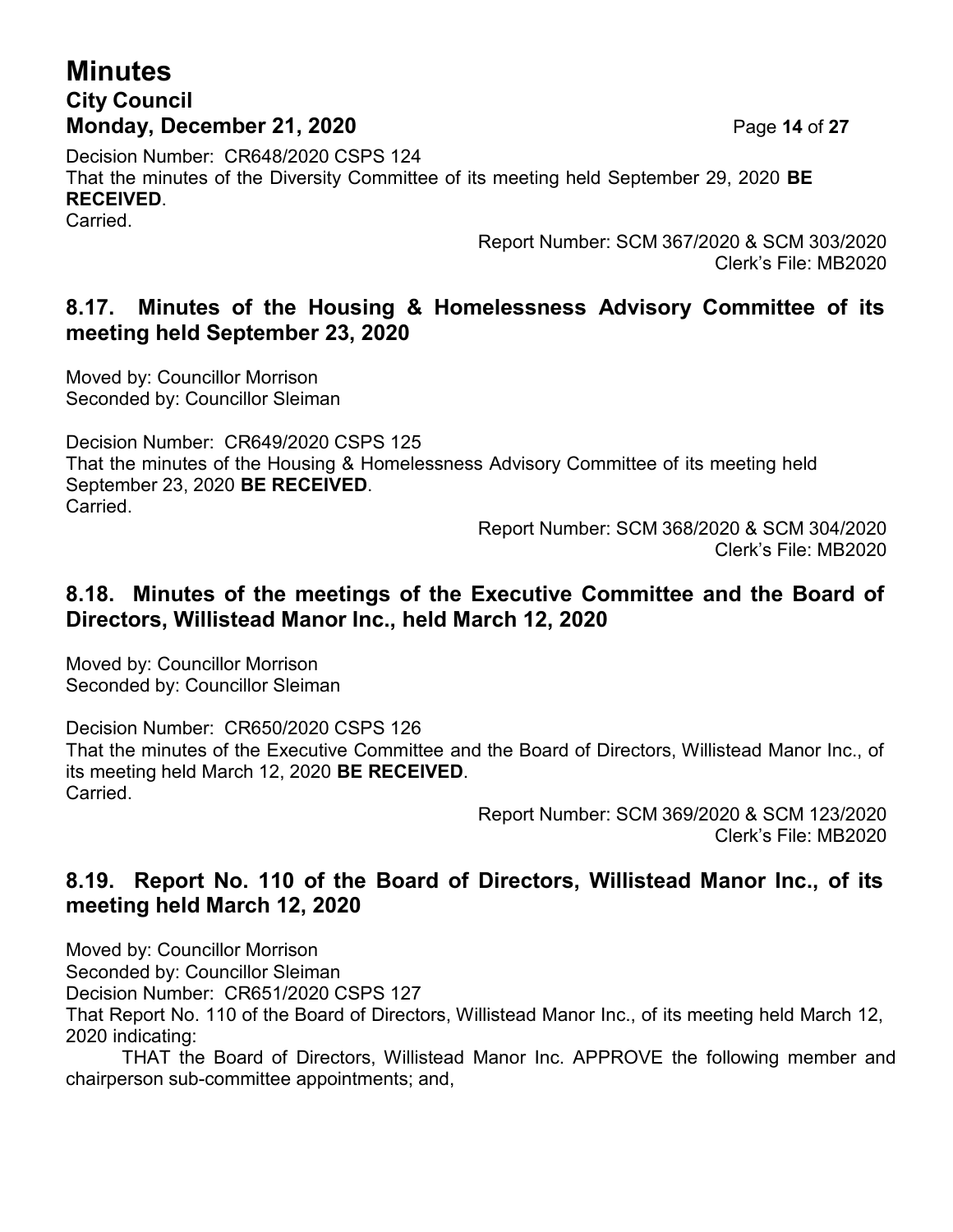Decision Number: CR648/2020 CSPS 124
That the minutes of the Diversity Committee of its meeting held September 29, 2020 **BE RECEIVED**.
Carried.

Report Number: SCM 367/2020 & SCM 303/2020
Clerk's File: MB2020

### 8.17. Minutes of the Housing & Homelessness Advisory Committee of its meeting held September 23, 2020

Moved by: Councillor Morrison
Seconded by: Councillor Sleiman

Decision Number: CR649/2020 CSPS 125
That the minutes of the Housing & Homelessness Advisory Committee of its meeting held September 23, 2020 **BE RECEIVED**.
Carried.

Report Number: SCM 368/2020 & SCM 304/2020
Clerk's File: MB2020

### 8.18. Minutes of the meetings of the Executive Committee and the Board of Directors, Willistead Manor Inc., held March 12, 2020

Moved by: Councillor Morrison
Seconded by: Councillor Sleiman

Decision Number: CR650/2020 CSPS 126
That the minutes of the Executive Committee and the Board of Directors, Willistead Manor Inc., of its meeting held March 12, 2020 **BE RECEIVED**.
Carried.

Report Number: SCM 369/2020 & SCM 123/2020
Clerk's File: MB2020

### 8.19. Report No. 110 of the Board of Directors, Willistead Manor Inc., of its meeting held March 12, 2020

Moved by: Councillor Morrison
Seconded by: Councillor Sleiman
Decision Number: CR651/2020 CSPS 127
That Report No. 110 of the Board of Directors, Willistead Manor Inc., of its meeting held March 12, 2020 indicating:

THAT the Board of Directors, Willistead Manor Inc. APPROVE the following member and chairperson sub-committee appointments; and,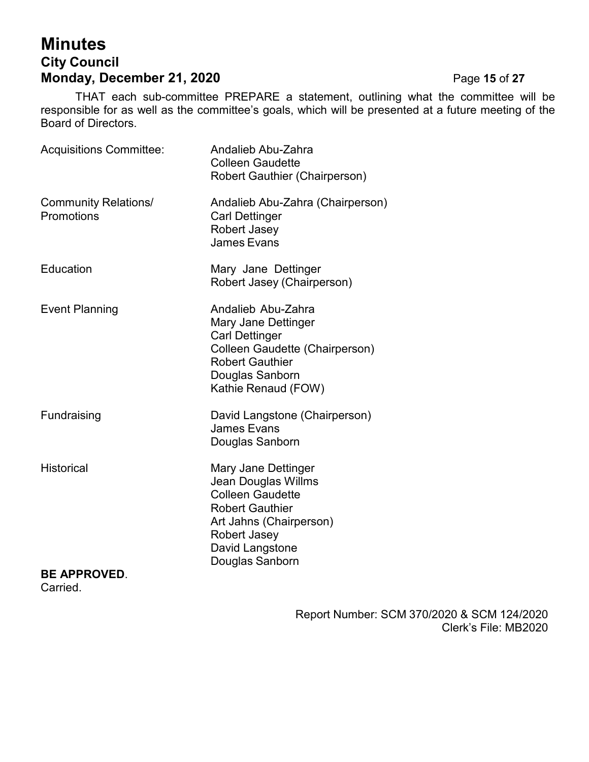THAT each sub-committee PREPARE a statement, outlining what the committee will be responsible for as well as the committee's goals, which will be presented at a future meeting of the Board of Directors.

| | |
|---|---|
| Acquisitions Committee: | Andalieb Abu-Zahra<br>Colleen Gaudette<br>Robert Gauthier (Chairperson) |
| Community Relations/ Promotions | Andalieb Abu-Zahra (Chairperson)<br>Carl Dettinger<br>Robert Jasey<br>James Evans |
| Education | Mary Jane Dettinger<br>Robert Jasey (Chairperson) |
| Event Planning | Andalieb Abu-Zahra<br>Mary Jane Dettinger<br>Carl Dettinger<br>Colleen Gaudette (Chairperson)<br>Robert Gauthier<br>Douglas Sanborn<br>Kathie Renaud (FOW) |
| Fundraising | David Langstone (Chairperson)<br>James Evans<br>Douglas Sanborn |
| Historical | Mary Jane Dettinger<br>Jean Douglas Willms<br>Colleen Gaudette<br>Robert Gauthier<br>Art Jahns (Chairperson)<br>Robert Jasey<br>David Langstone<br>Douglas Sanborn |

**BE APPROVED**.
Carried.

Report Number: SCM 370/2020 & SCM 124/2020
Clerk's File: MB2020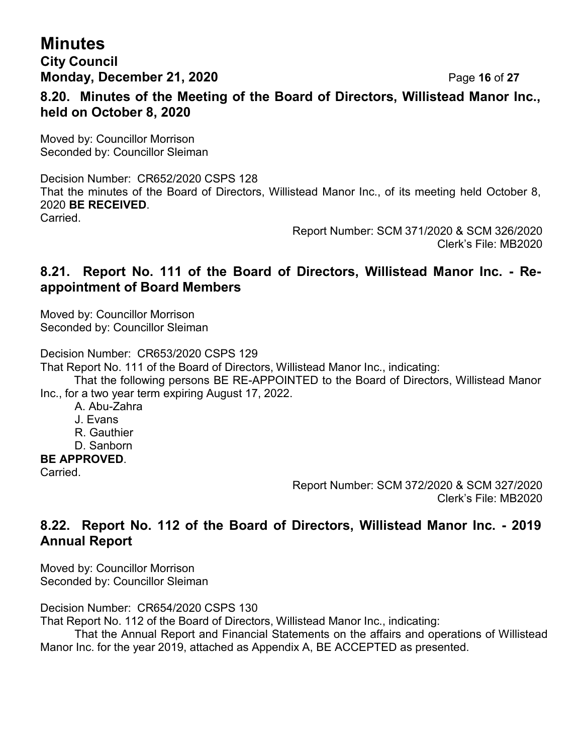### 8.20. Minutes of the Meeting of the Board of Directors, Willistead Manor Inc., held on October 8, 2020

Moved by: Councillor Morrison
Seconded by: Councillor Sleiman

Decision Number: CR652/2020 CSPS 128
That the minutes of the Board of Directors, Willistead Manor Inc., of its meeting held October 8, 2020 **BE RECEIVED**.
Carried.

Report Number: SCM 371/2020 & SCM 326/2020
Clerk's File: MB2020

### 8.21. Report No. 111 of the Board of Directors, Willistead Manor Inc. - Re-appointment of Board Members

Moved by: Councillor Morrison
Seconded by: Councillor Sleiman

Decision Number: CR653/2020 CSPS 129
That Report No. 111 of the Board of Directors, Willistead Manor Inc., indicating:

That the following persons BE RE-APPOINTED to the Board of Directors, Willistead Manor Inc., for a two year term expiring August 17, 2022.

A. Abu-Zahra
J. Evans
R. Gauthier
D. Sanborn

**BE APPROVED**.
Carried.

Report Number: SCM 372/2020 & SCM 327/2020
Clerk's File: MB2020

### 8.22. Report No. 112 of the Board of Directors, Willistead Manor Inc. - 2019 Annual Report

Moved by: Councillor Morrison
Seconded by: Councillor Sleiman

Decision Number: CR654/2020 CSPS 130
That Report No. 112 of the Board of Directors, Willistead Manor Inc., indicating:

That the Annual Report and Financial Statements on the affairs and operations of Willistead Manor Inc. for the year 2019, attached as Appendix A, BE ACCEPTED as presented.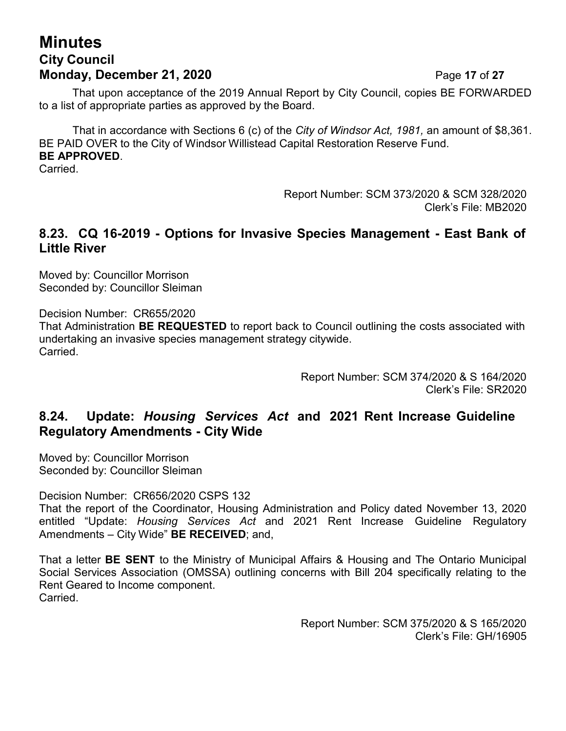That upon acceptance of the 2019 Annual Report by City Council, copies BE FORWARDED to a list of appropriate parties as approved by the Board.

That in accordance with Sections 6 (c) of the *City of Windsor Act, 1981,* an amount of $8,361. BE PAID OVER to the City of Windsor Willistead Capital Restoration Reserve Fund.
**BE APPROVED**.
Carried.

Report Number: SCM 373/2020 & SCM 328/2020
Clerk's File: MB2020

## 8.23. CQ 16-2019 - Options for Invasive Species Management - East Bank of Little River

Moved by: Councillor Morrison
Seconded by: Councillor Sleiman

Decision Number: CR655/2020
That Administration **BE REQUESTED** to report back to Council outlining the costs associated with undertaking an invasive species management strategy citywide.
Carried.

Report Number: SCM 374/2020 & S 164/2020
Clerk's File: SR2020

## 8.24. Update: *Housing Services Act* and 2021 Rent Increase Guideline Regulatory Amendments - City Wide

Moved by: Councillor Morrison
Seconded by: Councillor Sleiman

Decision Number: CR656/2020 CSPS 132
That the report of the Coordinator, Housing Administration and Policy dated November 13, 2020 entitled "Update: *Housing Services Act* and 2021 Rent Increase Guideline Regulatory Amendments – City Wide" **BE RECEIVED**; and,

That a letter **BE SENT** to the Ministry of Municipal Affairs & Housing and The Ontario Municipal Social Services Association (OMSSA) outlining concerns with Bill 204 specifically relating to the Rent Geared to Income component.
Carried.

Report Number: SCM 375/2020 & S 165/2020
Clerk's File: GH/16905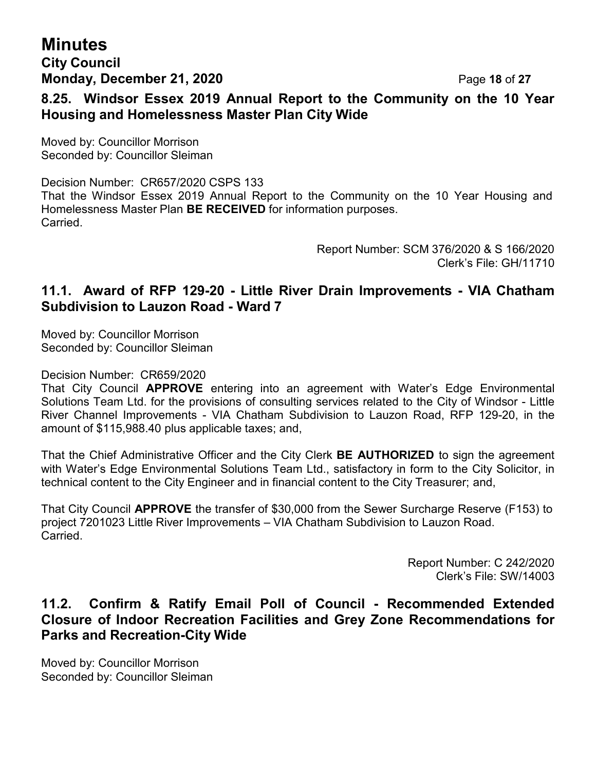### 8.25. Windsor Essex 2019 Annual Report to the Community on the 10 Year Housing and Homelessness Master Plan City Wide

Moved by: Councillor Morrison
Seconded by: Councillor Sleiman

Decision Number: CR657/2020 CSPS 133
That the Windsor Essex 2019 Annual Report to the Community on the 10 Year Housing and Homelessness Master Plan **BE RECEIVED** for information purposes.
Carried.

Report Number: SCM 376/2020 & S 166/2020
Clerk's File: GH/11710

### 11.1. Award of RFP 129-20 - Little River Drain Improvements - VIA Chatham Subdivision to Lauzon Road - Ward 7

Moved by: Councillor Morrison
Seconded by: Councillor Sleiman

Decision Number: CR659/2020
That City Council **APPROVE** entering into an agreement with Water's Edge Environmental Solutions Team Ltd. for the provisions of consulting services related to the City of Windsor - Little River Channel Improvements - VIA Chatham Subdivision to Lauzon Road, RFP 129-20, in the amount of $115,988.40 plus applicable taxes; and,

That the Chief Administrative Officer and the City Clerk **BE AUTHORIZED** to sign the agreement with Water's Edge Environmental Solutions Team Ltd., satisfactory in form to the City Solicitor, in technical content to the City Engineer and in financial content to the City Treasurer; and,

That City Council **APPROVE** the transfer of $30,000 from the Sewer Surcharge Reserve (F153) to project 7201023 Little River Improvements – VIA Chatham Subdivision to Lauzon Road.
Carried.

Report Number: C 242/2020
Clerk's File: SW/14003

### 11.2. Confirm & Ratify Email Poll of Council - Recommended Extended Closure of Indoor Recreation Facilities and Grey Zone Recommendations for Parks and Recreation-City Wide

Moved by: Councillor Morrison
Seconded by: Councillor Sleiman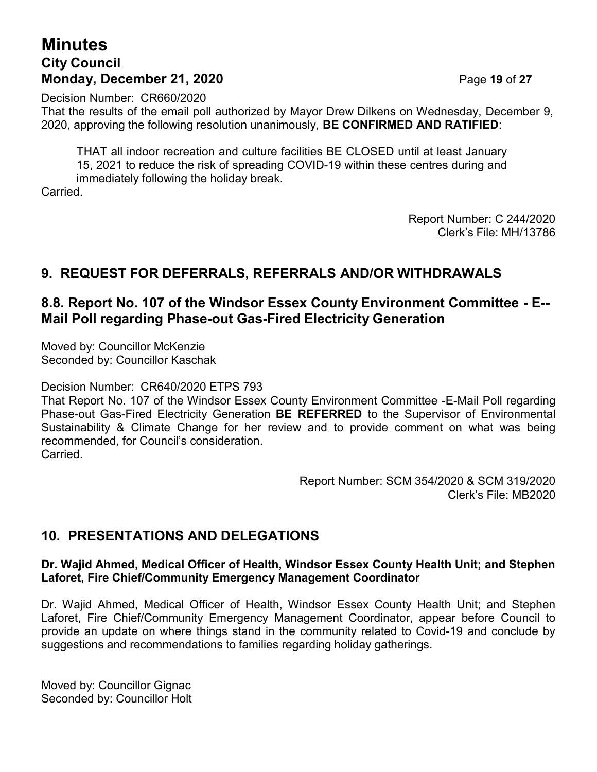Decision Number: CR660/2020

That the results of the email poll authorized by Mayor Drew Dilkens on Wednesday, December 9, 2020, approving the following resolution unanimously, **BE CONFIRMED AND RATIFIED**:

> THAT all indoor recreation and culture facilities BE CLOSED until at least January 15, 2021 to reduce the risk of spreading COVID-19 within these centres during and immediately following the holiday break.

Carried.

Report Number: C 244/2020
Clerk's File: MH/13786

## 9. REQUEST FOR DEFERRALS, REFERRALS AND/OR WITHDRAWALS

### 8.8. Report No. 107 of the Windsor Essex County Environment Committee - E--Mail Poll regarding Phase-out Gas-Fired Electricity Generation

Moved by: Councillor McKenzie
Seconded by: Councillor Kaschak

Decision Number: CR640/2020 ETPS 793

That Report No. 107 of the Windsor Essex County Environment Committee -E-Mail Poll regarding Phase-out Gas-Fired Electricity Generation **BE REFERRED** to the Supervisor of Environmental Sustainability & Climate Change for her review and to provide comment on what was being recommended, for Council's consideration.

Carried.

Report Number: SCM 354/2020 & SCM 319/2020
Clerk's File: MB2020

## 10. PRESENTATIONS AND DELEGATIONS

**Dr. Wajid Ahmed, Medical Officer of Health, Windsor Essex County Health Unit; and Stephen Laforet, Fire Chief/Community Emergency Management Coordinator**

Dr. Wajid Ahmed, Medical Officer of Health, Windsor Essex County Health Unit; and Stephen Laforet, Fire Chief/Community Emergency Management Coordinator, appear before Council to provide an update on where things stand in the community related to Covid-19 and conclude by suggestions and recommendations to families regarding holiday gatherings.

Moved by: Councillor Gignac
Seconded by: Councillor Holt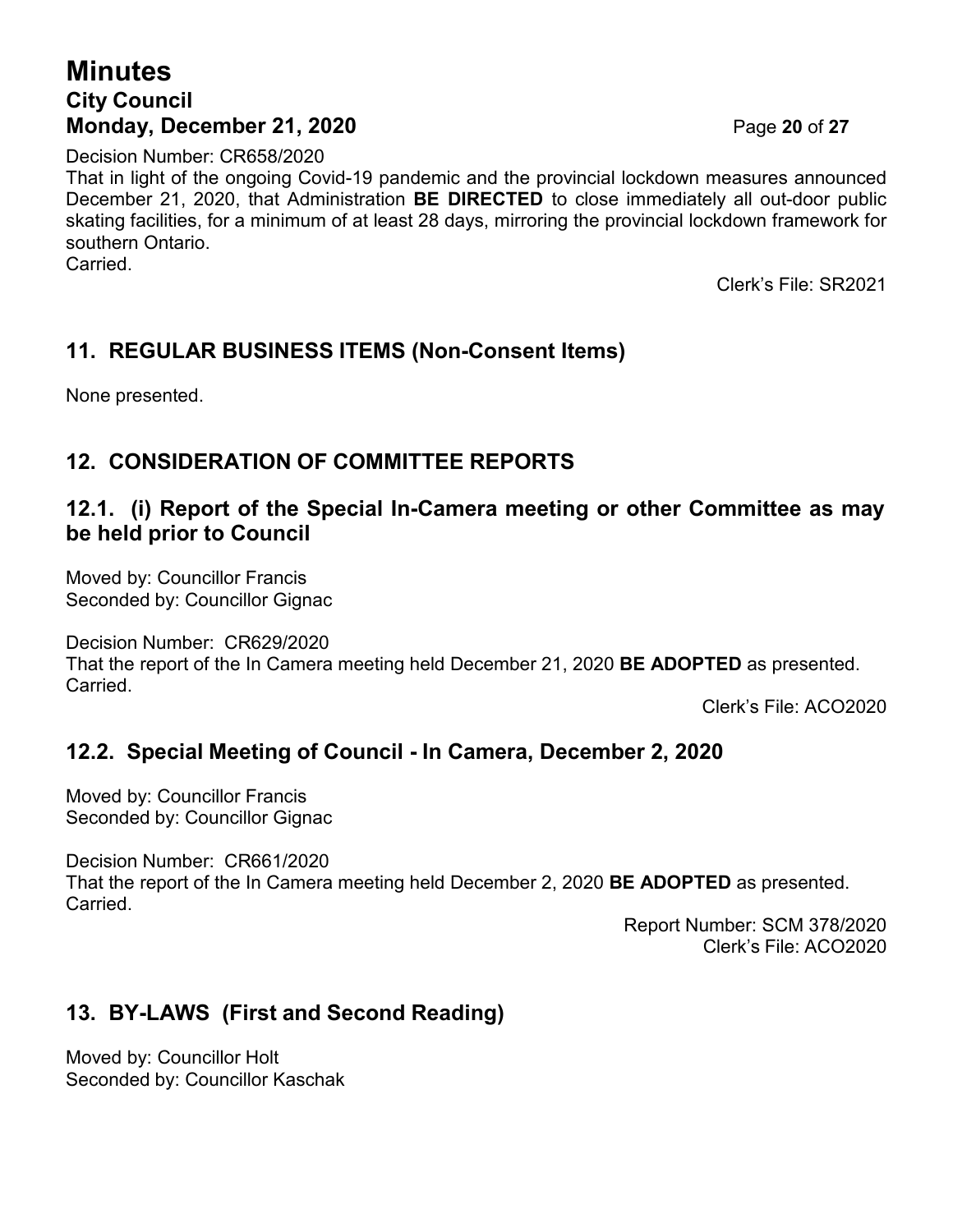Decision Number: CR658/2020

That in light of the ongoing Covid-19 pandemic and the provincial lockdown measures announced December 21, 2020, that Administration **BE DIRECTED** to close immediately all out-door public skating facilities, for a minimum of at least 28 days, mirroring the provincial lockdown framework for southern Ontario.

Carried.

Clerk's File: SR2021

## 11. REGULAR BUSINESS ITEMS (Non-Consent Items)

None presented.

## 12. CONSIDERATION OF COMMITTEE REPORTS

## 12.1. (i) Report of the Special In-Camera meeting or other Committee as may be held prior to Council

Moved by: Councillor Francis
Seconded by: Councillor Gignac

Decision Number: CR629/2020

That the report of the In Camera meeting held December 21, 2020 **BE ADOPTED** as presented.

Carried.

Clerk's File: ACO2020

## 12.2. Special Meeting of Council - In Camera, December 2, 2020

Moved by: Councillor Francis
Seconded by: Councillor Gignac

Decision Number: CR661/2020

That the report of the In Camera meeting held December 2, 2020 **BE ADOPTED** as presented.

Carried.

Report Number: SCM 378/2020
Clerk's File: ACO2020

## 13. BY-LAWS (First and Second Reading)

Moved by: Councillor Holt
Seconded by: Councillor Kaschak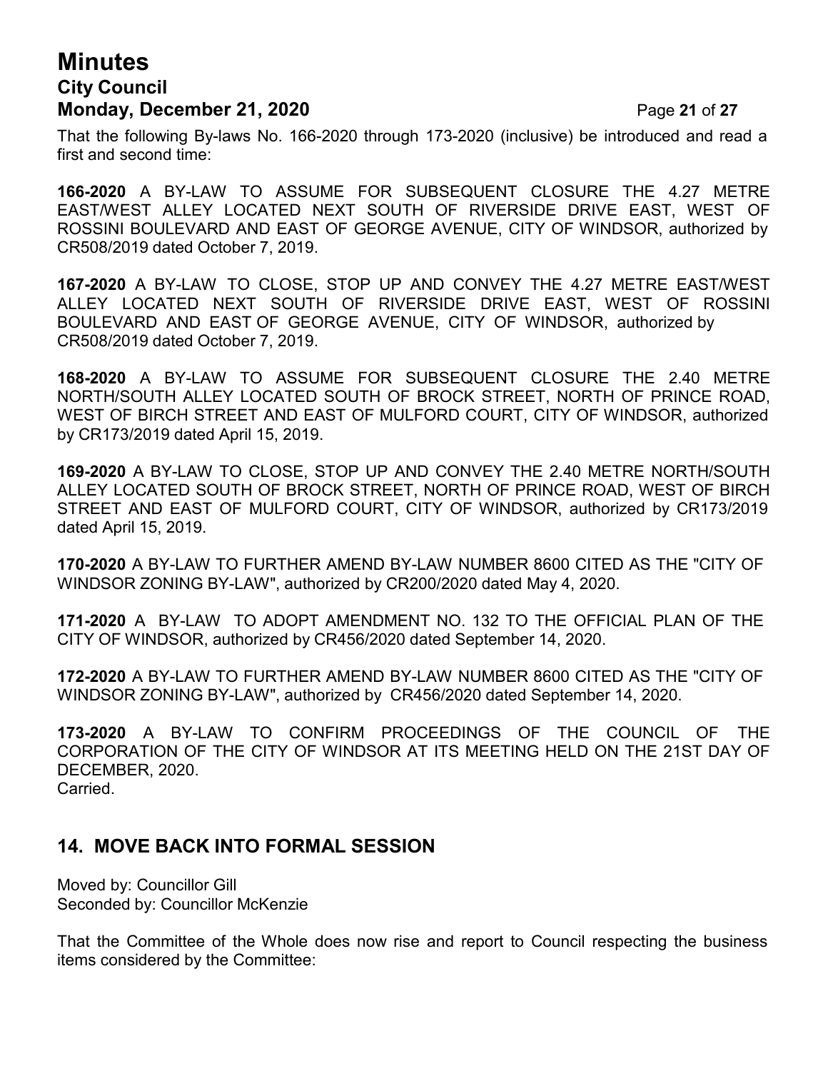That the following By-laws No. 166-2020 through 173-2020 (inclusive) be introduced and read a first and second time:

**166-2020** A BY-LAW TO ASSUME FOR SUBSEQUENT CLOSURE THE 4.27 METRE EAST/WEST ALLEY LOCATED NEXT SOUTH OF RIVERSIDE DRIVE EAST, WEST OF ROSSINI BOULEVARD AND EAST OF GEORGE AVENUE, CITY OF WINDSOR, authorized by CR508/2019 dated October 7, 2019.

**167-2020** A BY-LAW TO CLOSE, STOP UP AND CONVEY THE 4.27 METRE EAST/WEST ALLEY LOCATED NEXT SOUTH OF RIVERSIDE DRIVE EAST, WEST OF ROSSINI BOULEVARD AND EAST OF GEORGE AVENUE, CITY OF WINDSOR, authorized by CR508/2019 dated October 7, 2019.

**168-2020** A BY-LAW TO ASSUME FOR SUBSEQUENT CLOSURE THE 2.40 METRE NORTH/SOUTH ALLEY LOCATED SOUTH OF BROCK STREET, NORTH OF PRINCE ROAD, WEST OF BIRCH STREET AND EAST OF MULFORD COURT, CITY OF WINDSOR, authorized by CR173/2019 dated April 15, 2019.

**169-2020** A BY-LAW TO CLOSE, STOP UP AND CONVEY THE 2.40 METRE NORTH/SOUTH ALLEY LOCATED SOUTH OF BROCK STREET, NORTH OF PRINCE ROAD, WEST OF BIRCH STREET AND EAST OF MULFORD COURT, CITY OF WINDSOR, authorized by CR173/2019 dated April 15, 2019.

**170-2020** A BY-LAW TO FURTHER AMEND BY-LAW NUMBER 8600 CITED AS THE "CITY OF WINDSOR ZONING BY-LAW", authorized by CR200/2020 dated May 4, 2020.

**171-2020** A BY-LAW TO ADOPT AMENDMENT NO. 132 TO THE OFFICIAL PLAN OF THE CITY OF WINDSOR, authorized by CR456/2020 dated September 14, 2020.

**172-2020** A BY-LAW TO FURTHER AMEND BY-LAW NUMBER 8600 CITED AS THE "CITY OF WINDSOR ZONING BY-LAW", authorized by CR456/2020 dated September 14, 2020.

**173-2020** A BY-LAW TO CONFIRM PROCEEDINGS OF THE COUNCIL OF THE CORPORATION OF THE CITY OF WINDSOR AT ITS MEETING HELD ON THE 21ST DAY OF DECEMBER, 2020.
Carried.

## 14. MOVE BACK INTO FORMAL SESSION

Moved by: Councillor Gill
Seconded by: Councillor McKenzie

That the Committee of the Whole does now rise and report to Council respecting the business items considered by the Committee: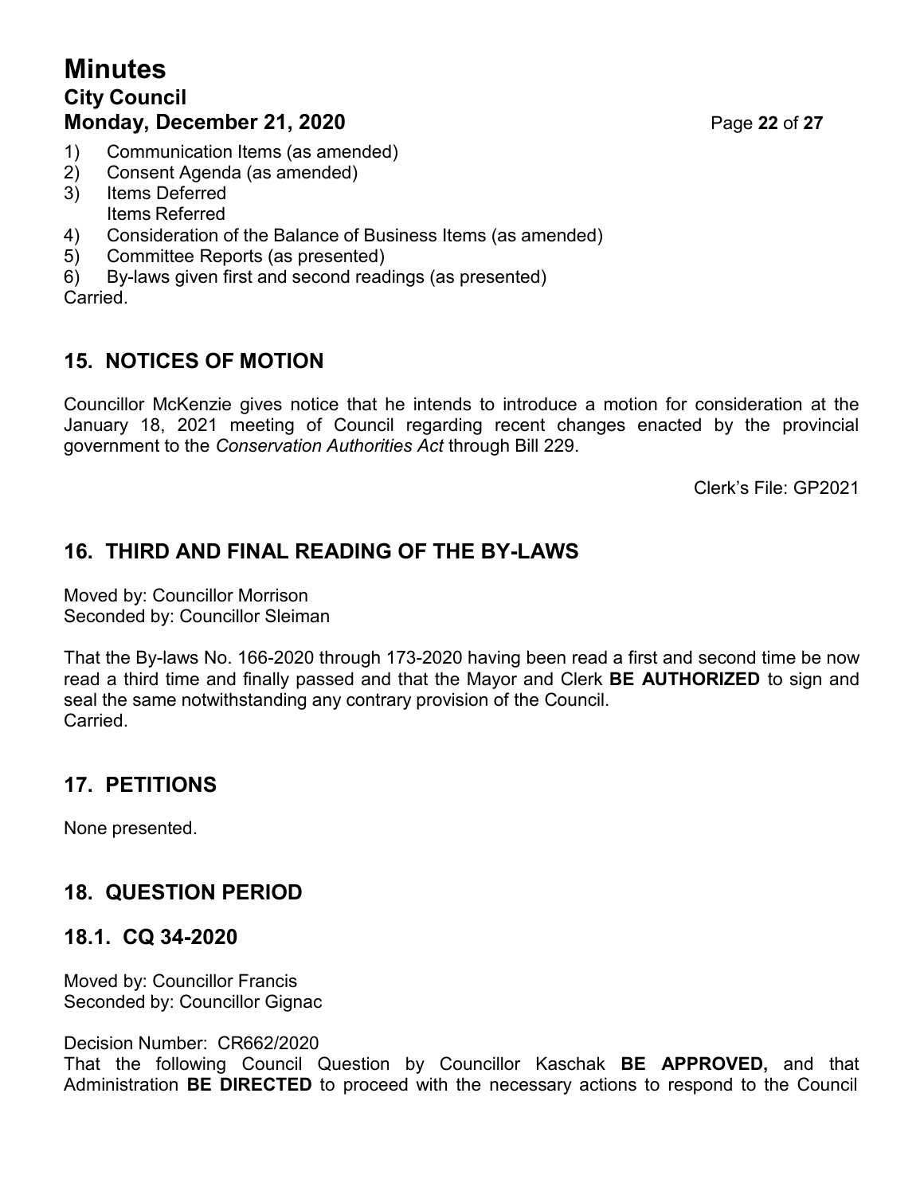1) Communication Items (as amended)
2) Consent Agenda (as amended)
3) Items Deferred
   Items Referred
4) Consideration of the Balance of Business Items (as amended)
5) Committee Reports (as presented)
6) By-laws given first and second readings (as presented)

Carried.

## 15. NOTICES OF MOTION

Councillor McKenzie gives notice that he intends to introduce a motion for consideration at the January 18, 2021 meeting of Council regarding recent changes enacted by the provincial government to the *Conservation Authorities Act* through Bill 229.

Clerk's File: GP2021

## 16. THIRD AND FINAL READING OF THE BY-LAWS

Moved by: Councillor Morrison
Seconded by: Councillor Sleiman

That the By-laws No. 166-2020 through 173-2020 having been read a first and second time be now read a third time and finally passed and that the Mayor and Clerk **BE AUTHORIZED** to sign and seal the same notwithstanding any contrary provision of the Council.
Carried.

## 17. PETITIONS

None presented.

## 18. QUESTION PERIOD

### 18.1. CQ 34-2020

Moved by: Councillor Francis
Seconded by: Councillor Gignac

Decision Number: CR662/2020
That the following Council Question by Councillor Kaschak **BE APPROVED,** and that Administration **BE DIRECTED** to proceed with the necessary actions to respond to the Council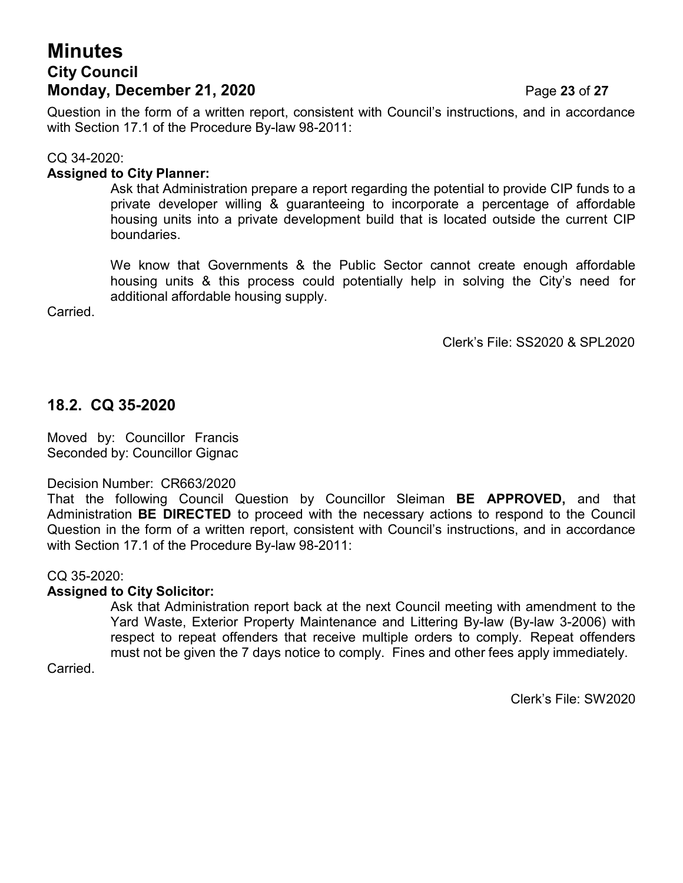Question in the form of a written report, consistent with Council's instructions, and in accordance with Section 17.1 of the Procedure By-law 98-2011:

CQ 34-2020:

**Assigned to City Planner:**

> Ask that Administration prepare a report regarding the potential to provide CIP funds to a private developer willing & guaranteeing to incorporate a percentage of affordable housing units into a private development build that is located outside the current CIP boundaries.
>
> We know that Governments & the Public Sector cannot create enough affordable housing units & this process could potentially help in solving the City's need for additional affordable housing supply.

Carried.

Clerk's File: SS2020 & SPL2020

## 18.2. CQ 35-2020

Moved by: Councillor Francis
Seconded by: Councillor Gignac

Decision Number: CR663/2020

That the following Council Question by Councillor Sleiman **BE APPROVED,** and that Administration **BE DIRECTED** to proceed with the necessary actions to respond to the Council Question in the form of a written report, consistent with Council's instructions, and in accordance with Section 17.1 of the Procedure By-law 98-2011:

CQ 35-2020:

**Assigned to City Solicitor:**

> Ask that Administration report back at the next Council meeting with amendment to the Yard Waste, Exterior Property Maintenance and Littering By-law (By-law 3-2006) with respect to repeat offenders that receive multiple orders to comply. Repeat offenders must not be given the 7 days notice to comply. Fines and other fees apply immediately.

Carried.

Clerk's File: SW2020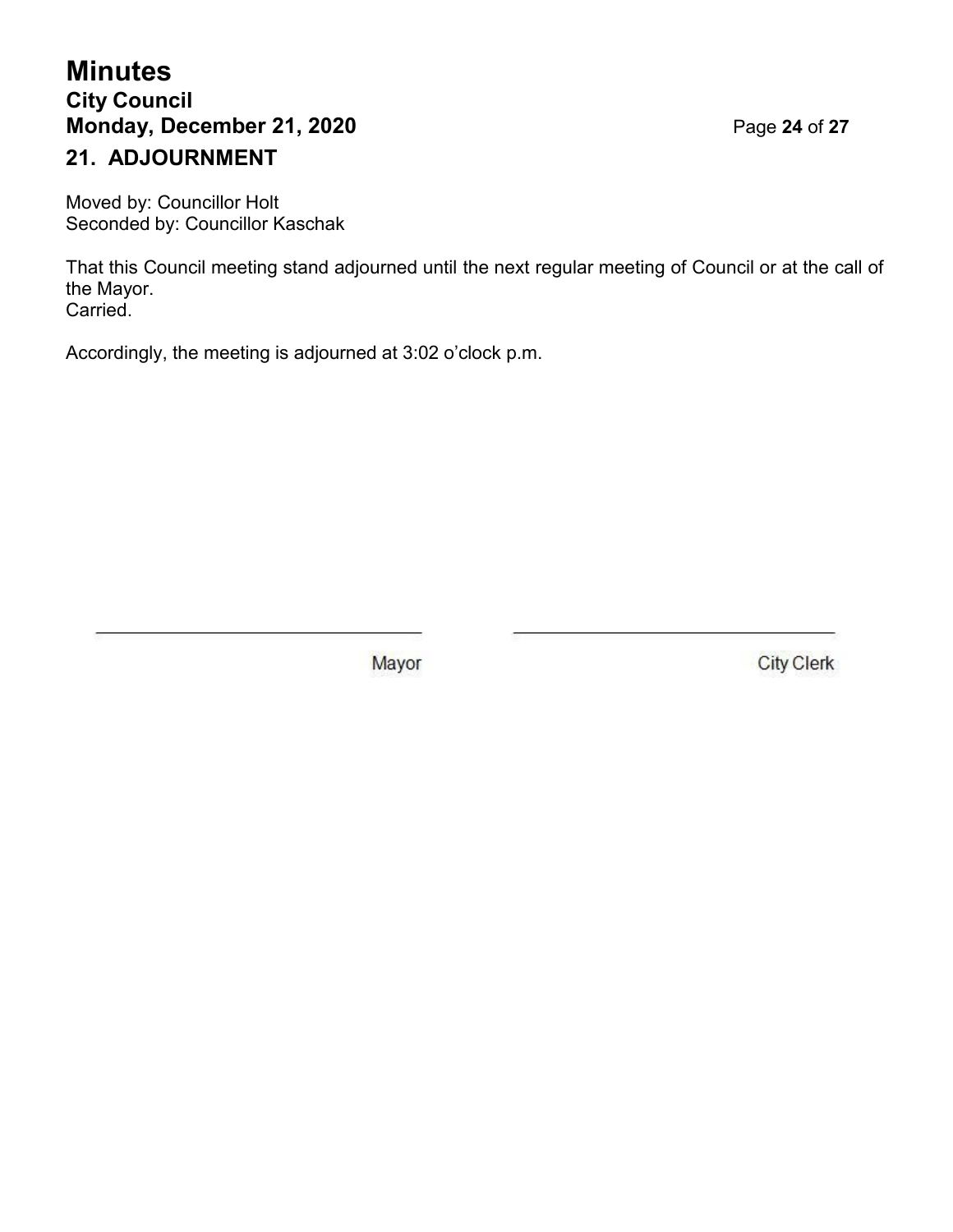## 21. ADJOURNMENT

Moved by: Councillor Holt
Seconded by: Councillor Kaschak

That this Council meeting stand adjourned until the next regular meeting of Council or at the call of the Mayor.
Carried.

Accordingly, the meeting is adjourned at 3:02 o'clock p.m.

| \_\_\_\_\_\_\_\_\_\_\_\_\_\_\_\_\_\_\_\_\_\_\_\_\_\_\_\_\_\_ | \_\_\_\_\_\_\_\_\_\_\_\_\_\_\_\_\_\_\_\_\_\_\_\_\_\_\_\_\_\_ |
| --- | --- |
| Mayor | City Clerk |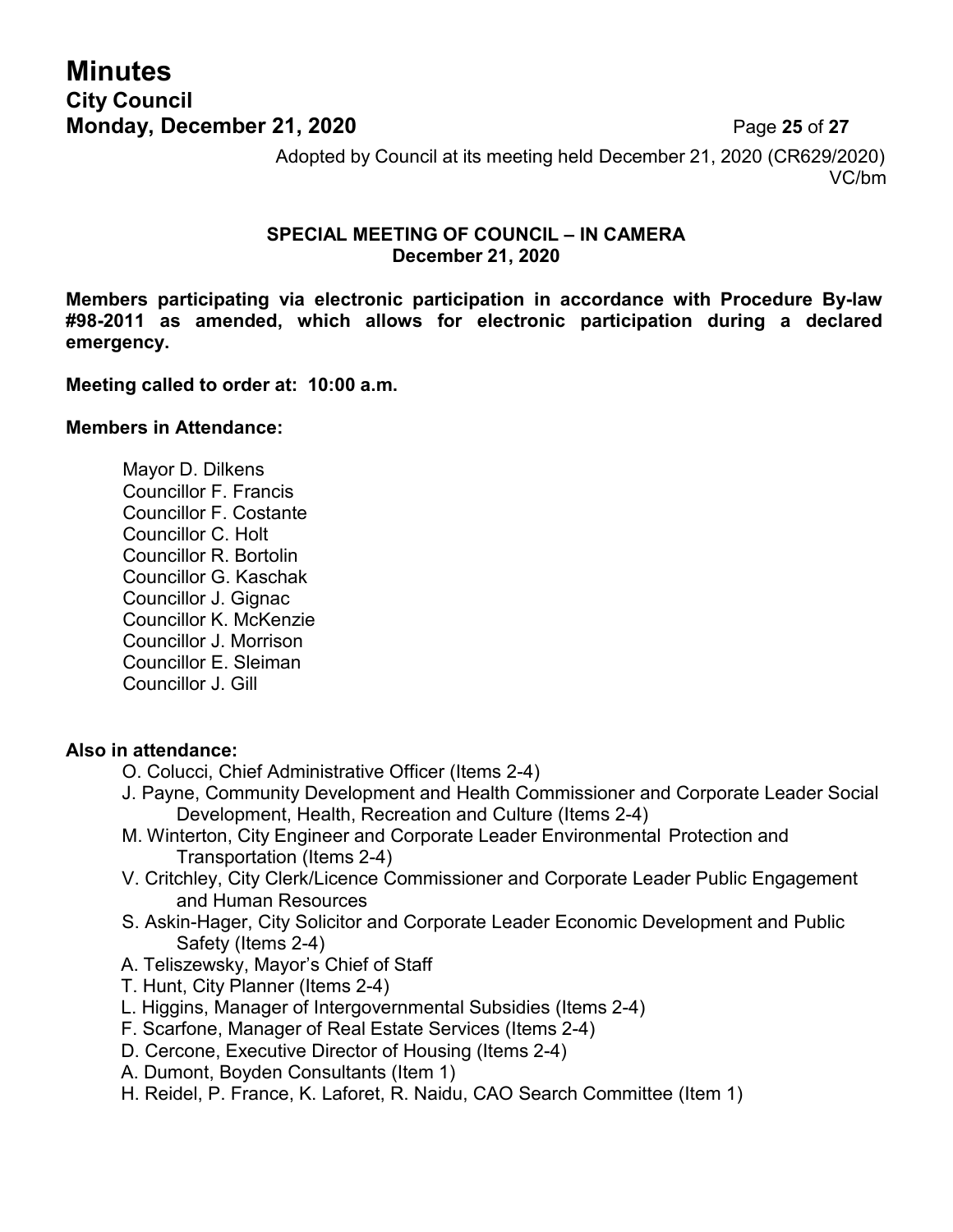Adopted by Council at its meeting held December 21, 2020 (CR629/2020)
VC/bm

**SPECIAL MEETING OF COUNCIL – IN CAMERA**
**December 21, 2020**

**Members participating via electronic participation in accordance with Procedure By-law #98-2011 as amended, which allows for electronic participation during a declared emergency.**

**Meeting called to order at: 10:00 a.m.**

**Members in Attendance:**

Mayor D. Dilkens
Councillor F. Francis
Councillor F. Costante
Councillor C. Holt
Councillor R. Bortolin
Councillor G. Kaschak
Councillor J. Gignac
Councillor K. McKenzie
Councillor J. Morrison
Councillor E. Sleiman
Councillor J. Gill

**Also in attendance:**

O. Colucci, Chief Administrative Officer (Items 2-4)
J. Payne, Community Development and Health Commissioner and Corporate Leader Social Development, Health, Recreation and Culture (Items 2-4)
M. Winterton, City Engineer and Corporate Leader Environmental Protection and Transportation (Items 2-4)
V. Critchley, City Clerk/Licence Commissioner and Corporate Leader Public Engagement and Human Resources
S. Askin-Hager, City Solicitor and Corporate Leader Economic Development and Public Safety (Items 2-4)
A. Teliszewsky, Mayor's Chief of Staff
T. Hunt, City Planner (Items 2-4)
L. Higgins, Manager of Intergovernmental Subsidies (Items 2-4)
F. Scarfone, Manager of Real Estate Services (Items 2-4)
D. Cercone, Executive Director of Housing (Items 2-4)
A. Dumont, Boyden Consultants (Item 1)
H. Reidel, P. France, K. Laforet, R. Naidu, CAO Search Committee (Item 1)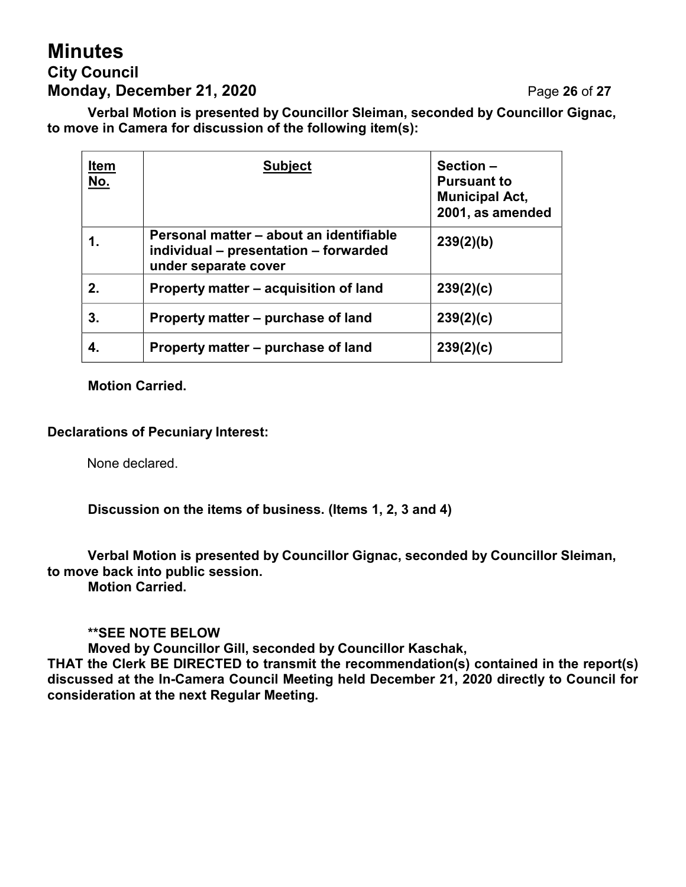**Verbal Motion is presented by Councillor Sleiman, seconded by Councillor Gignac, to move in Camera for discussion of the following item(s):**

| **Item No.** | **Subject** | **Section – Pursuant to Municipal Act, 2001, as amended** |
|---|---|---|
| **1.** | **Personal matter – about an identifiable individual – presentation – forwarded under separate cover** | **239(2)(b)** |
| **2.** | **Property matter – acquisition of land** | **239(2)(c)** |
| **3.** | **Property matter – purchase of land** | **239(2)(c)** |
| **4.** | **Property matter – purchase of land** | **239(2)(c)** |

**Motion Carried.**

**Declarations of Pecuniary Interest:**

None declared.

**Discussion on the items of business. (Items 1, 2, 3 and 4)**

**Verbal Motion is presented by Councillor Gignac, seconded by Councillor Sleiman, to move back into public session.**
**Motion Carried.**

**\*\*SEE NOTE BELOW**
**Moved by Councillor Gill, seconded by Councillor Kaschak,**
**THAT the Clerk BE DIRECTED to transmit the recommendation(s) contained in the report(s) discussed at the In-Camera Council Meeting held December 21, 2020 directly to Council for consideration at the next Regular Meeting.**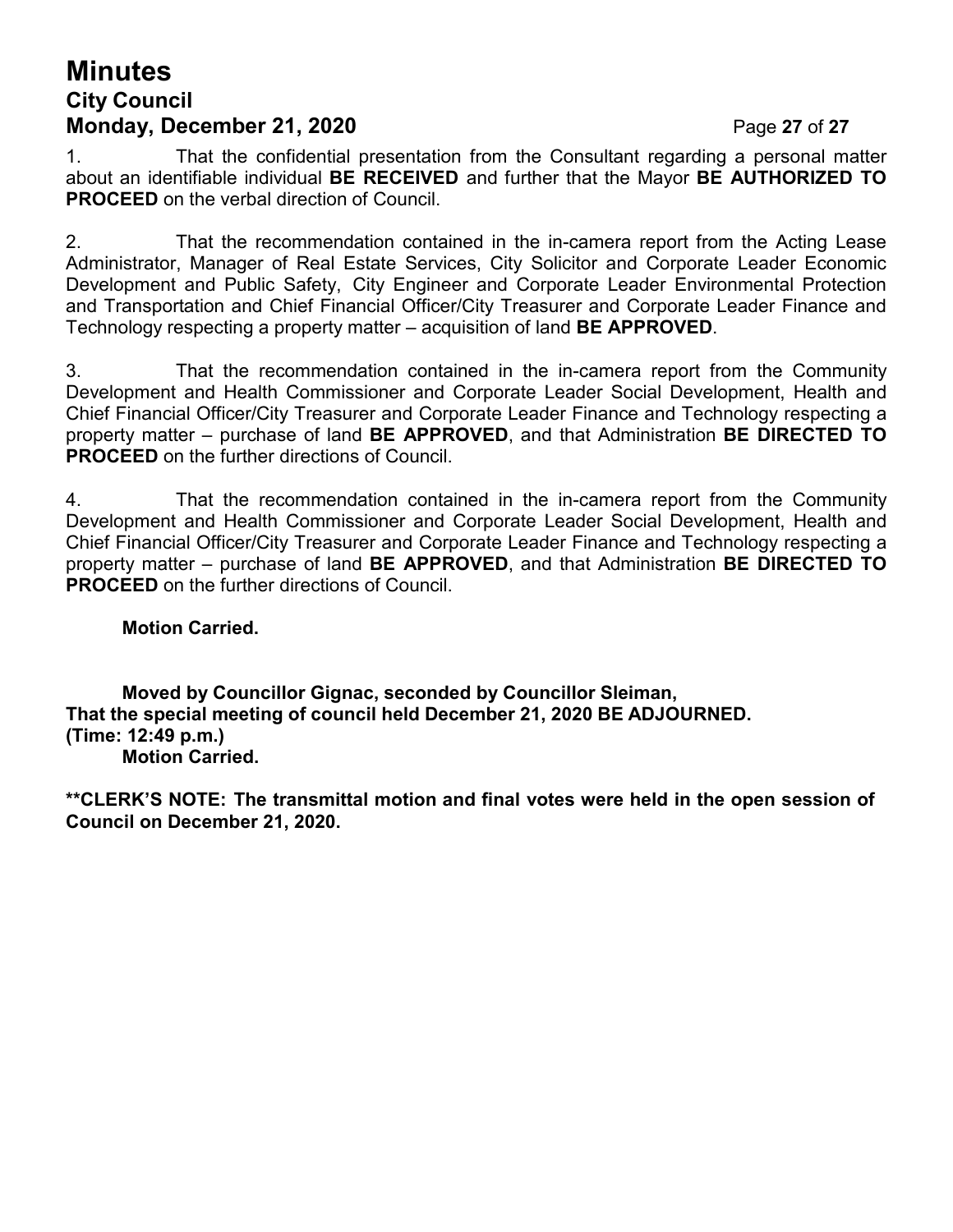1. That the confidential presentation from the Consultant regarding a personal matter about an identifiable individual **BE RECEIVED** and further that the Mayor **BE AUTHORIZED TO PROCEED** on the verbal direction of Council.

2. That the recommendation contained in the in-camera report from the Acting Lease Administrator, Manager of Real Estate Services, City Solicitor and Corporate Leader Economic Development and Public Safety, City Engineer and Corporate Leader Environmental Protection and Transportation and Chief Financial Officer/City Treasurer and Corporate Leader Finance and Technology respecting a property matter – acquisition of land **BE APPROVED**.

3. That the recommendation contained in the in-camera report from the Community Development and Health Commissioner and Corporate Leader Social Development, Health and Chief Financial Officer/City Treasurer and Corporate Leader Finance and Technology respecting a property matter – purchase of land **BE APPROVED**, and that Administration **BE DIRECTED TO PROCEED** on the further directions of Council.

4. That the recommendation contained in the in-camera report from the Community Development and Health Commissioner and Corporate Leader Social Development, Health and Chief Financial Officer/City Treasurer and Corporate Leader Finance and Technology respecting a property matter – purchase of land **BE APPROVED**, and that Administration **BE DIRECTED TO PROCEED** on the further directions of Council.

**Motion Carried.**

**Moved by Councillor Gignac, seconded by Councillor Sleiman,**
**That the special meeting of council held December 21, 2020 BE ADJOURNED.**
**(Time: 12:49 p.m.)**
**Motion Carried.**

**\*\*CLERK'S NOTE: The transmittal motion and final votes were held in the open session of Council on December 21, 2020.**